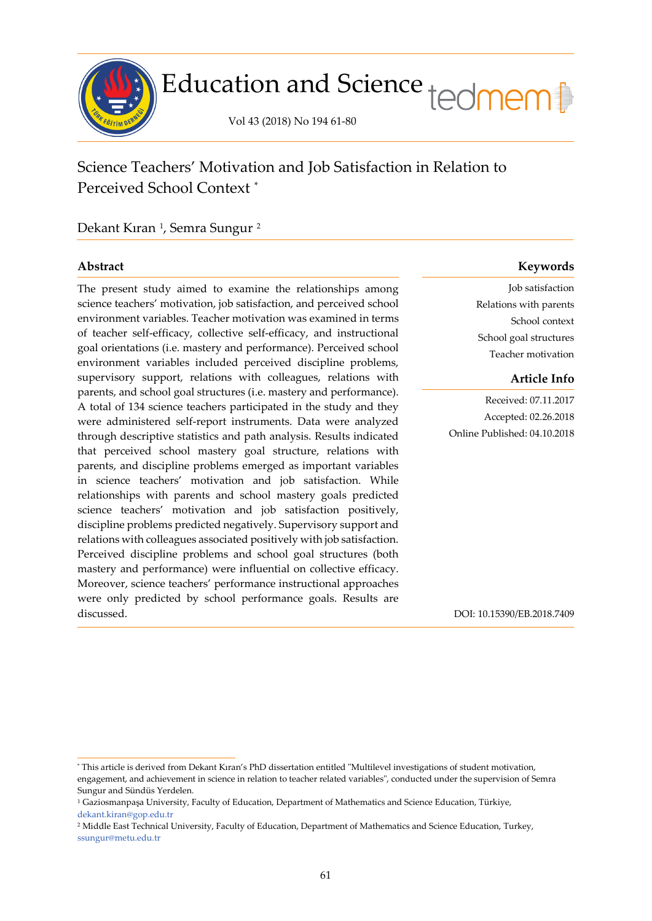# Science Teachers' Motivation and Job Satisfaction in Relation to Perceived School Context *

Dekant Kıran [1], Semra Sungur [2]

## Abstract

The present study aimed to examine the relationships among science teachers' motivation, job satisfaction, and perceived school environment variables. Teacher motivation was examined in terms of teacher self-efficacy, collective self-efficacy, and instructional goal orientations (i.e. mastery and performance). Perceived school environment variables included perceived discipline problems, supervisory support, relations with colleagues, relations with parents, and school goal structures (i.e. mastery and performance). A total of 134 science teachers participated in the study and they were administered self-report instruments. Data were analyzed through descriptive statistics and path analysis. Results indicated that perceived school mastery goal structure, relations with parents, and discipline problems emerged as important variables in science teachers' motivation and job satisfaction. While relationships with parents and school mastery goals predicted science teachers' motivation and job satisfaction positively, discipline problems predicted negatively. Supervisory support and relations with colleagues associated positively with job satisfaction. Perceived discipline problems and school goal structures (both mastery and performance) were influential on collective efficacy. Moreover, science teachers' performance instructional approaches were only predicted by school performance goals. Results are discussed.

## Keywords

Job satisfaction
Relations with parents
School context
School goal structures
Teacher motivation

## Article Info

Received: 07.11.2017
Accepted: 02.26.2018
Online Published: 04.10.2018

DOI: 10.15390/EB.2018.7409

---

* This article is derived from Dekant Kıran's PhD dissertation entitled "Multilevel investigations of student motivation, engagement, and achievement in science in relation to teacher related variables", conducted under the supervision of Semra Sungur and Sündüs Yerdelen.

[1] Gaziosmanpaşa University, Faculty of Education, Department of Mathematics and Science Education, Türkiye, dekant.kiran@gop.edu.tr

[2] Middle East Technical University, Faculty of Education, Department of Mathematics and Science Education, Turkey, ssungur@metu.edu.tr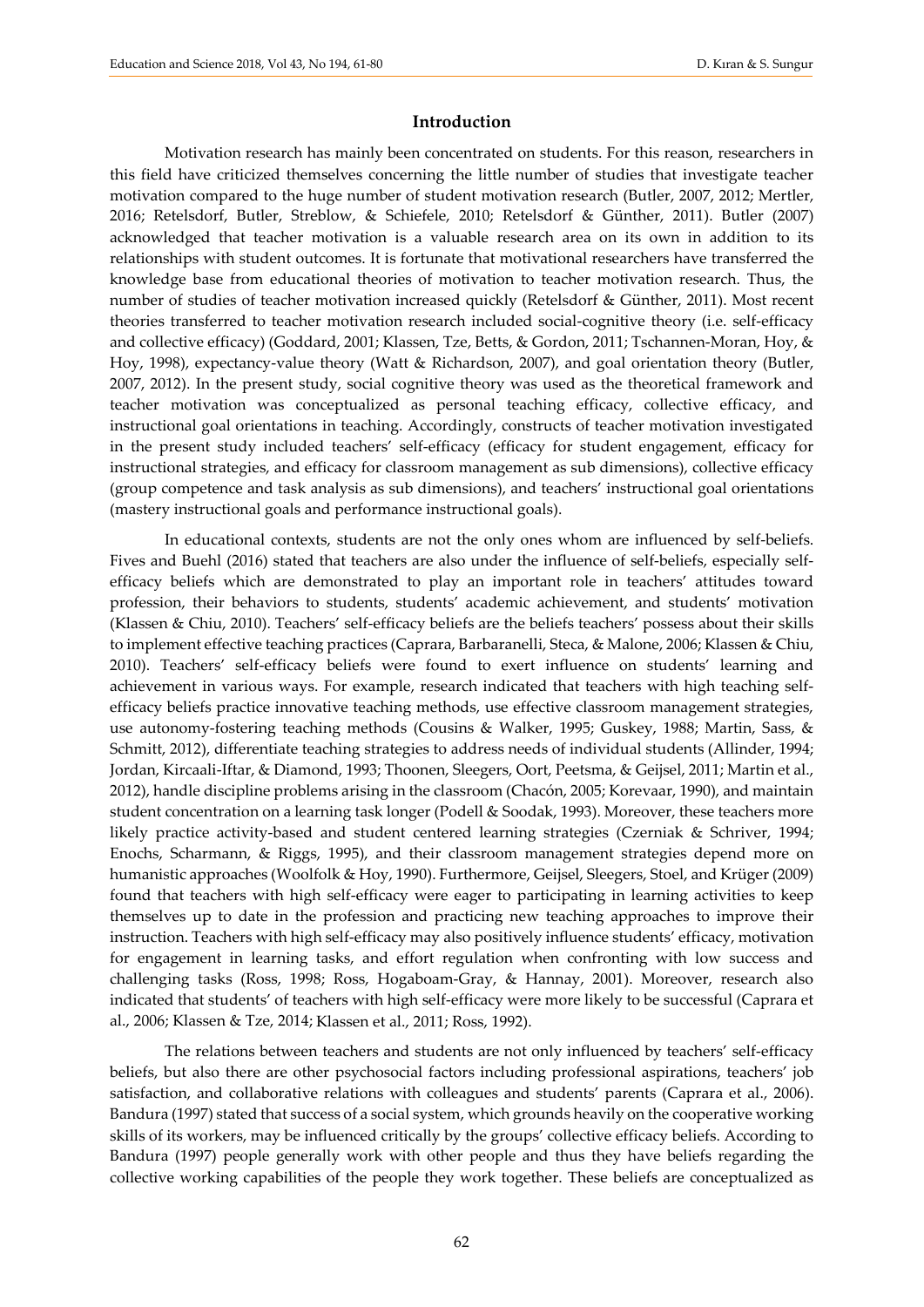## Introduction

Motivation research has mainly been concentrated on students. For this reason, researchers in this field have criticized themselves concerning the little number of studies that investigate teacher motivation compared to the huge number of student motivation research (Butler, 2007, 2012; Mertler, 2016; Retelsdorf, Butler, Streblow, & Schiefele, 2010; Retelsdorf & Günther, 2011). Butler (2007) acknowledged that teacher motivation is a valuable research area on its own in addition to its relationships with student outcomes. It is fortunate that motivational researchers have transferred the knowledge base from educational theories of motivation to teacher motivation research. Thus, the number of studies of teacher motivation increased quickly (Retelsdorf & Günther, 2011). Most recent theories transferred to teacher motivation research included social-cognitive theory (i.e. self-efficacy and collective efficacy) (Goddard, 2001; Klassen, Tze, Betts, & Gordon, 2011; Tschannen-Moran, Hoy, & Hoy, 1998), expectancy-value theory (Watt & Richardson, 2007), and goal orientation theory (Butler, 2007, 2012). In the present study, social cognitive theory was used as the theoretical framework and teacher motivation was conceptualized as personal teaching efficacy, collective efficacy, and instructional goal orientations in teaching. Accordingly, constructs of teacher motivation investigated in the present study included teachers' self-efficacy (efficacy for student engagement, efficacy for instructional strategies, and efficacy for classroom management as sub dimensions), collective efficacy (group competence and task analysis as sub dimensions), and teachers' instructional goal orientations (mastery instructional goals and performance instructional goals).

In educational contexts, students are not the only ones whom are influenced by self-beliefs. Fives and Buehl (2016) stated that teachers are also under the influence of self-beliefs, especially self-efficacy beliefs which are demonstrated to play an important role in teachers' attitudes toward profession, their behaviors to students, students' academic achievement, and students' motivation (Klassen & Chiu, 2010). Teachers' self-efficacy beliefs are the beliefs teachers' possess about their skills to implement effective teaching practices (Caprara, Barbaranelli, Steca, & Malone, 2006; Klassen & Chiu, 2010). Teachers' self-efficacy beliefs were found to exert influence on students' learning and achievement in various ways. For example, research indicated that teachers with high teaching self-efficacy beliefs practice innovative teaching methods, use effective classroom management strategies, use autonomy-fostering teaching methods (Cousins & Walker, 1995; Guskey, 1988; Martin, Sass, & Schmitt, 2012), differentiate teaching strategies to address needs of individual students (Allinder, 1994; Jordan, Kircaali-Iftar, & Diamond, 1993; Thoonen, Sleegers, Oort, Peetsma, & Geijsel, 2011; Martin et al., 2012), handle discipline problems arising in the classroom (Chacón, 2005; Korevaar, 1990), and maintain student concentration on a learning task longer (Podell & Soodak, 1993). Moreover, these teachers more likely practice activity-based and student centered learning strategies (Czerniak & Schriver, 1994; Enochs, Scharmann, & Riggs, 1995), and their classroom management strategies depend more on humanistic approaches (Woolfolk & Hoy, 1990). Furthermore, Geijsel, Sleegers, Stoel, and Krüger (2009) found that teachers with high self-efficacy were eager to participating in learning activities to keep themselves up to date in the profession and practicing new teaching approaches to improve their instruction. Teachers with high self-efficacy may also positively influence students' efficacy, motivation for engagement in learning tasks, and effort regulation when confronting with low success and challenging tasks (Ross, 1998; Ross, Hogaboam-Gray, & Hannay, 2001). Moreover, research also indicated that students' of teachers with high self-efficacy were more likely to be successful (Caprara et al., 2006; Klassen & Tze, 2014; Klassen et al., 2011; Ross, 1992).

The relations between teachers and students are not only influenced by teachers' self-efficacy beliefs, but also there are other psychosocial factors including professional aspirations, teachers' job satisfaction, and collaborative relations with colleagues and students' parents (Caprara et al., 2006). Bandura (1997) stated that success of a social system, which grounds heavily on the cooperative working skills of its workers, may be influenced critically by the groups' collective efficacy beliefs. According to Bandura (1997) people generally work with other people and thus they have beliefs regarding the collective working capabilities of the people they work together. These beliefs are conceptualized as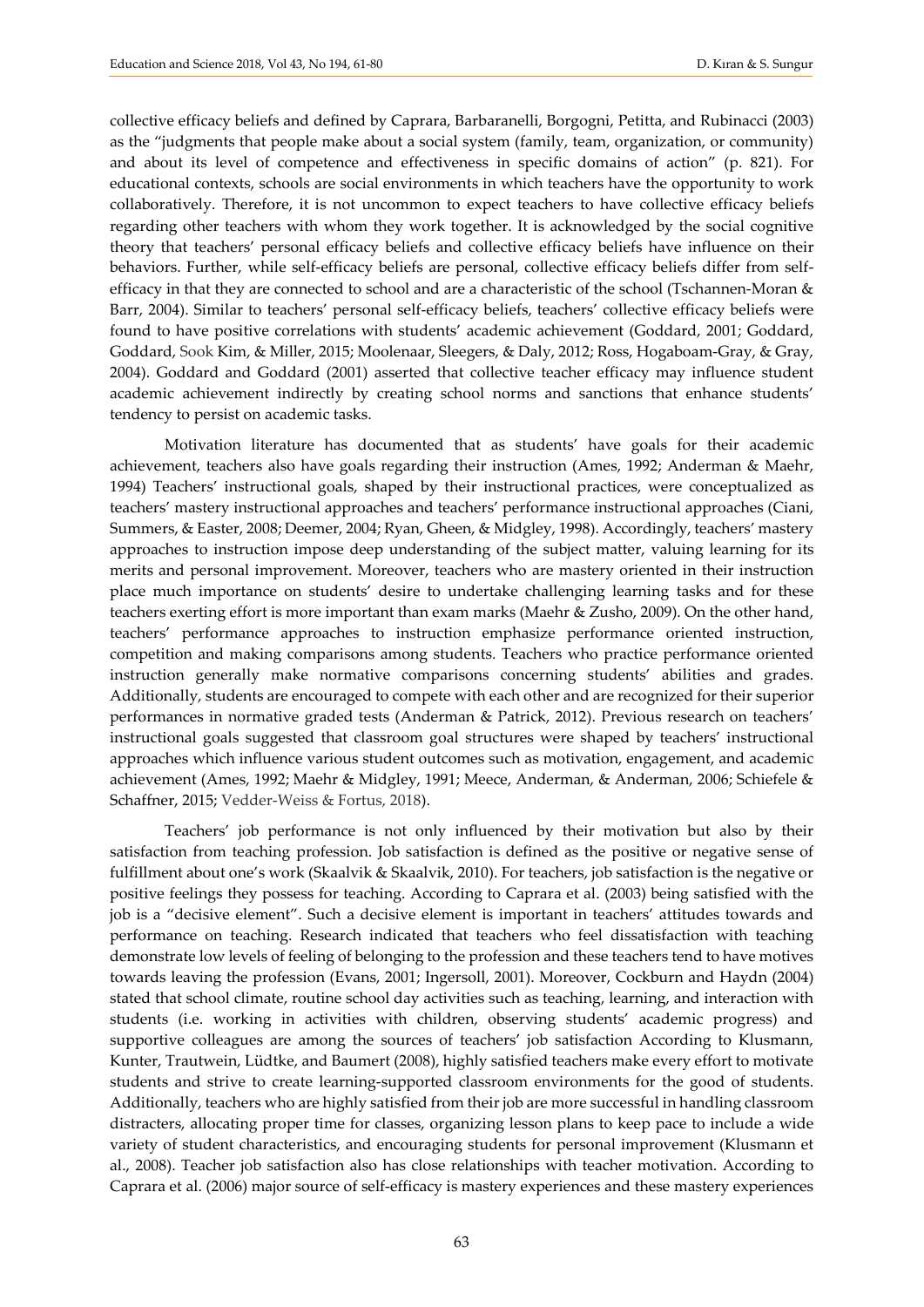collective efficacy beliefs and defined by Caprara, Barbaranelli, Borgogni, Petitta, and Rubinacci (2003) as the "judgments that people make about a social system (family, team, organization, or community) and about its level of competence and effectiveness in specific domains of action" (p. 821). For educational contexts, schools are social environments in which teachers have the opportunity to work collaboratively. Therefore, it is not uncommon to expect teachers to have collective efficacy beliefs regarding other teachers with whom they work together. It is acknowledged by the social cognitive theory that teachers' personal efficacy beliefs and collective efficacy beliefs have influence on their behaviors. Further, while self-efficacy beliefs are personal, collective efficacy beliefs differ from self-efficacy in that they are connected to school and are a characteristic of the school (Tschannen-Moran & Barr, 2004). Similar to teachers' personal self-efficacy beliefs, teachers' collective efficacy beliefs were found to have positive correlations with students' academic achievement (Goddard, 2001; Goddard, Goddard, Sook Kim, & Miller, 2015; Moolenaar, Sleegers, & Daly, 2012; Ross, Hogaboam-Gray, & Gray, 2004). Goddard and Goddard (2001) asserted that collective teacher efficacy may influence student academic achievement indirectly by creating school norms and sanctions that enhance students' tendency to persist on academic tasks.

Motivation literature has documented that as students' have goals for their academic achievement, teachers also have goals regarding their instruction (Ames, 1992; Anderman & Maehr, 1994) Teachers' instructional goals, shaped by their instructional practices, were conceptualized as teachers' mastery instructional approaches and teachers' performance instructional approaches (Ciani, Summers, & Easter, 2008; Deemer, 2004; Ryan, Gheen, & Midgley, 1998). Accordingly, teachers' mastery approaches to instruction impose deep understanding of the subject matter, valuing learning for its merits and personal improvement. Moreover, teachers who are mastery oriented in their instruction place much importance on students' desire to undertake challenging learning tasks and for these teachers exerting effort is more important than exam marks (Maehr & Zusho, 2009). On the other hand, teachers' performance approaches to instruction emphasize performance oriented instruction, competition and making comparisons among students. Teachers who practice performance oriented instruction generally make normative comparisons concerning students' abilities and grades. Additionally, students are encouraged to compete with each other and are recognized for their superior performances in normative graded tests (Anderman & Patrick, 2012). Previous research on teachers' instructional goals suggested that classroom goal structures were shaped by teachers' instructional approaches which influence various student outcomes such as motivation, engagement, and academic achievement (Ames, 1992; Maehr & Midgley, 1991; Meece, Anderman, & Anderman, 2006; Schiefele & Schaffner, 2015; Vedder-Weiss & Fortus, 2018).

Teachers' job performance is not only influenced by their motivation but also by their satisfaction from teaching profession. Job satisfaction is defined as the positive or negative sense of fulfillment about one's work (Skaalvik & Skaalvik, 2010). For teachers, job satisfaction is the negative or positive feelings they possess for teaching. According to Caprara et al. (2003) being satisfied with the job is a "decisive element". Such a decisive element is important in teachers' attitudes towards and performance on teaching. Research indicated that teachers who feel dissatisfaction with teaching demonstrate low levels of feeling of belonging to the profession and these teachers tend to have motives towards leaving the profession (Evans, 2001; Ingersoll, 2001). Moreover, Cockburn and Haydn (2004) stated that school climate, routine school day activities such as teaching, learning, and interaction with students (i.e. working in activities with children, observing students' academic progress) and supportive colleagues are among the sources of teachers' job satisfaction According to Klusmann, Kunter, Trautwein, Lüdtke, and Baumert (2008), highly satisfied teachers make every effort to motivate students and strive to create learning-supported classroom environments for the good of students. Additionally, teachers who are highly satisfied from their job are more successful in handling classroom distracters, allocating proper time for classes, organizing lesson plans to keep pace to include a wide variety of student characteristics, and encouraging students for personal improvement (Klusmann et al., 2008). Teacher job satisfaction also has close relationships with teacher motivation. According to Caprara et al. (2006) major source of self-efficacy is mastery experiences and these mastery experiences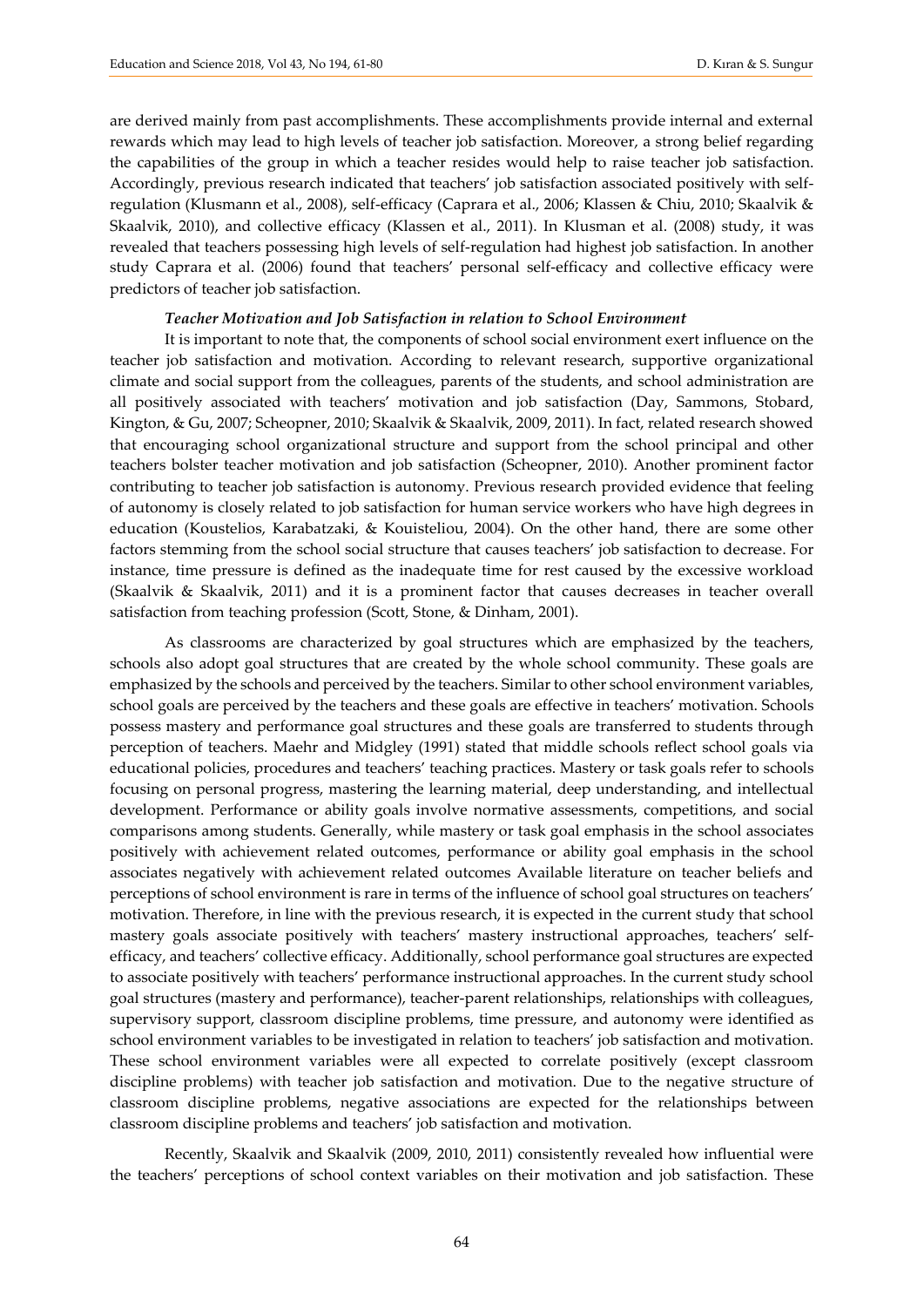are derived mainly from past accomplishments. These accomplishments provide internal and external rewards which may lead to high levels of teacher job satisfaction. Moreover, a strong belief regarding the capabilities of the group in which a teacher resides would help to raise teacher job satisfaction. Accordingly, previous research indicated that teachers' job satisfaction associated positively with self-regulation (Klusmann et al., 2008), self-efficacy (Caprara et al., 2006; Klassen & Chiu, 2010; Skaalvik & Skaalvik, 2010), and collective efficacy (Klassen et al., 2011). In Klusman et al. (2008) study, it was revealed that teachers possessing high levels of self-regulation had highest job satisfaction. In another study Caprara et al. (2006) found that teachers' personal self-efficacy and collective efficacy were predictors of teacher job satisfaction.

#### *Teacher Motivation and Job Satisfaction in relation to School Environment*

It is important to note that, the components of school social environment exert influence on the teacher job satisfaction and motivation. According to relevant research, supportive organizational climate and social support from the colleagues, parents of the students, and school administration are all positively associated with teachers' motivation and job satisfaction (Day, Sammons, Stobard, Kington, & Gu, 2007; Scheopner, 2010; Skaalvik & Skaalvik, 2009, 2011). In fact, related research showed that encouraging school organizational structure and support from the school principal and other teachers bolster teacher motivation and job satisfaction (Scheopner, 2010). Another prominent factor contributing to teacher job satisfaction is autonomy. Previous research provided evidence that feeling of autonomy is closely related to job satisfaction for human service workers who have high degrees in education (Koustelios, Karabatzaki, & Kouisteliou, 2004). On the other hand, there are some other factors stemming from the school social structure that causes teachers' job satisfaction to decrease. For instance, time pressure is defined as the inadequate time for rest caused by the excessive workload (Skaalvik & Skaalvik, 2011) and it is a prominent factor that causes decreases in teacher overall satisfaction from teaching profession (Scott, Stone, & Dinham, 2001).

As classrooms are characterized by goal structures which are emphasized by the teachers, schools also adopt goal structures that are created by the whole school community. These goals are emphasized by the schools and perceived by the teachers. Similar to other school environment variables, school goals are perceived by the teachers and these goals are effective in teachers' motivation. Schools possess mastery and performance goal structures and these goals are transferred to students through perception of teachers. Maehr and Midgley (1991) stated that middle schools reflect school goals via educational policies, procedures and teachers' teaching practices. Mastery or task goals refer to schools focusing on personal progress, mastering the learning material, deep understanding, and intellectual development. Performance or ability goals involve normative assessments, competitions, and social comparisons among students. Generally, while mastery or task goal emphasis in the school associates positively with achievement related outcomes, performance or ability goal emphasis in the school associates negatively with achievement related outcomes Available literature on teacher beliefs and perceptions of school environment is rare in terms of the influence of school goal structures on teachers' motivation. Therefore, in line with the previous research, it is expected in the current study that school mastery goals associate positively with teachers' mastery instructional approaches, teachers' self-efficacy, and teachers' collective efficacy. Additionally, school performance goal structures are expected to associate positively with teachers' performance instructional approaches. In the current study school goal structures (mastery and performance), teacher-parent relationships, relationships with colleagues, supervisory support, classroom discipline problems, time pressure, and autonomy were identified as school environment variables to be investigated in relation to teachers' job satisfaction and motivation. These school environment variables were all expected to correlate positively (except classroom discipline problems) with teacher job satisfaction and motivation. Due to the negative structure of classroom discipline problems, negative associations are expected for the relationships between classroom discipline problems and teachers' job satisfaction and motivation.

Recently, Skaalvik and Skaalvik (2009, 2010, 2011) consistently revealed how influential were the teachers' perceptions of school context variables on their motivation and job satisfaction. These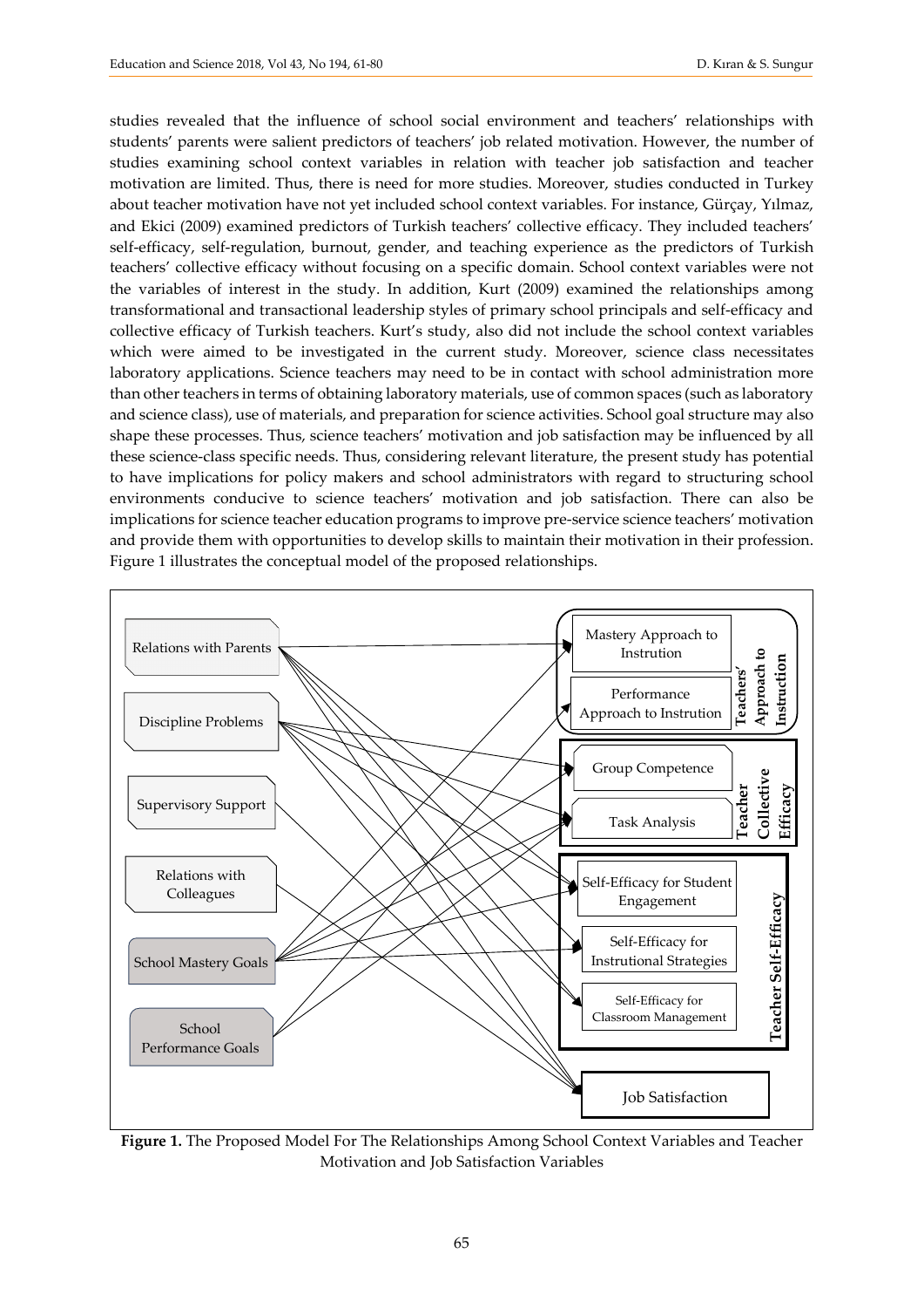studies revealed that the influence of school social environment and teachers' relationships with students' parents were salient predictors of teachers' job related motivation. However, the number of studies examining school context variables in relation with teacher job satisfaction and teacher motivation are limited. Thus, there is need for more studies. Moreover, studies conducted in Turkey about teacher motivation have not yet included school context variables. For instance, Gürçay, Yılmaz, and Ekici (2009) examined predictors of Turkish teachers' collective efficacy. They included teachers' self-efficacy, self-regulation, burnout, gender, and teaching experience as the predictors of Turkish teachers' collective efficacy without focusing on a specific domain. School context variables were not the variables of interest in the study. In addition, Kurt (2009) examined the relationships among transformational and transactional leadership styles of primary school principals and self-efficacy and collective efficacy of Turkish teachers. Kurt's study, also did not include the school context variables which were aimed to be investigated in the current study. Moreover, science class necessitates laboratory applications. Science teachers may need to be in contact with school administration more than other teachers in terms of obtaining laboratory materials, use of common spaces (such as laboratory and science class), use of materials, and preparation for science activities. School goal structure may also shape these processes. Thus, science teachers' motivation and job satisfaction may be influenced by all these science-class specific needs. Thus, considering relevant literature, the present study has potential to have implications for policy makers and school administrators with regard to structuring school environments conducive to science teachers' motivation and job satisfaction. There can also be implications for science teacher education programs to improve pre-service science teachers' motivation and provide them with opportunities to develop skills to maintain their motivation in their profession. Figure 1 illustrates the conceptual model of the proposed relationships.

**Figure 1.** The Proposed Model For The Relationships Among School Context Variables and Teacher Motivation and Job Satisfaction Variables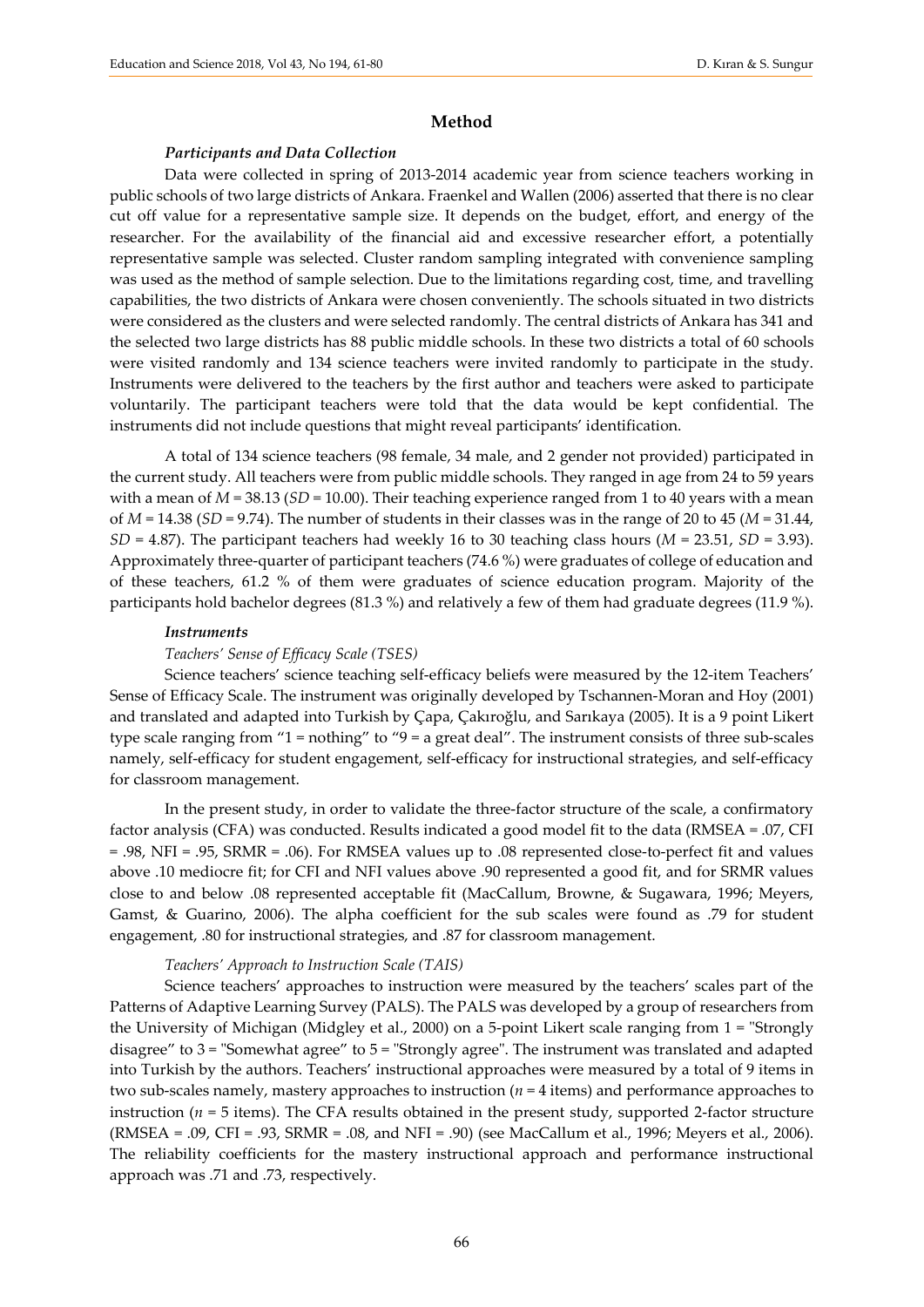## Method

### Participants and Data Collection

Data were collected in spring of 2013-2014 academic year from science teachers working in public schools of two large districts of Ankara. Fraenkel and Wallen (2006) asserted that there is no clear cut off value for a representative sample size. It depends on the budget, effort, and energy of the researcher. For the availability of the financial aid and excessive researcher effort, a potentially representative sample was selected. Cluster random sampling integrated with convenience sampling was used as the method of sample selection. Due to the limitations regarding cost, time, and travelling capabilities, the two districts of Ankara were chosen conveniently. The schools situated in two districts were considered as the clusters and were selected randomly. The central districts of Ankara has 341 and the selected two large districts has 88 public middle schools. In these two districts a total of 60 schools were visited randomly and 134 science teachers were invited randomly to participate in the study. Instruments were delivered to the teachers by the first author and teachers were asked to participate voluntarily. The participant teachers were told that the data would be kept confidential. The instruments did not include questions that might reveal participants' identification.

A total of 134 science teachers (98 female, 34 male, and 2 gender not provided) participated in the current study. All teachers were from public middle schools. They ranged in age from 24 to 59 years with a mean of $M$ = 38.13 ($SD$ = 10.00). Their teaching experience ranged from 1 to 40 years with a mean of $M$ = 14.38 ($SD$ = 9.74). The number of students in their classes was in the range of 20 to 45 ($M$ = 31.44, $SD$ = 4.87). The participant teachers had weekly 16 to 30 teaching class hours ($M$ = 23.51, $SD$ = 3.93). Approximately three-quarter of participant teachers (74.6 %) were graduates of college of education and of these teachers, 61.2 % of them were graduates of science education program. Majority of the participants hold bachelor degrees (81.3 %) and relatively a few of them had graduate degrees (11.9 %).

### Instruments

#### *Teachers' Sense of Efficacy Scale (TSES)*

Science teachers' science teaching self-efficacy beliefs were measured by the 12-item Teachers' Sense of Efficacy Scale. The instrument was originally developed by Tschannen-Moran and Hoy (2001) and translated and adapted into Turkish by Çapa, Çakıroğlu, and Sarıkaya (2005). It is a 9 point Likert type scale ranging from "1 = nothing" to "9 = a great deal". The instrument consists of three sub-scales namely, self-efficacy for student engagement, self-efficacy for instructional strategies, and self-efficacy for classroom management.

In the present study, in order to validate the three-factor structure of the scale, a confirmatory factor analysis (CFA) was conducted. Results indicated a good model fit to the data (RMSEA = .07, CFI = .98, NFI = .95, SRMR = .06). For RMSEA values up to .08 represented close-to-perfect fit and values above .10 mediocre fit; for CFI and NFI values above .90 represented a good fit, and for SRMR values close to and below .08 represented acceptable fit (MacCallum, Browne, & Sugawara, 1996; Meyers, Gamst, & Guarino, 2006). The alpha coefficient for the sub scales were found as .79 for student engagement, .80 for instructional strategies, and .87 for classroom management.

#### *Teachers' Approach to Instruction Scale (TAIS)*

Science teachers' approaches to instruction were measured by the teachers' scales part of the Patterns of Adaptive Learning Survey (PALS). The PALS was developed by a group of researchers from the University of Michigan (Midgley et al., 2000) on a 5-point Likert scale ranging from 1 = "Strongly disagree" to 3 = "Somewhat agree" to 5 = "Strongly agree". The instrument was translated and adapted into Turkish by the authors. Teachers' instructional approaches were measured by a total of 9 items in two sub-scales namely, mastery approaches to instruction ($n$ = 4 items) and performance approaches to instruction ($n$ = 5 items). The CFA results obtained in the present study, supported 2-factor structure (RMSEA = .09, CFI = .93, SRMR = .08, and NFI = .90) (see MacCallum et al., 1996; Meyers et al., 2006). The reliability coefficients for the mastery instructional approach and performance instructional approach was .71 and .73, respectively.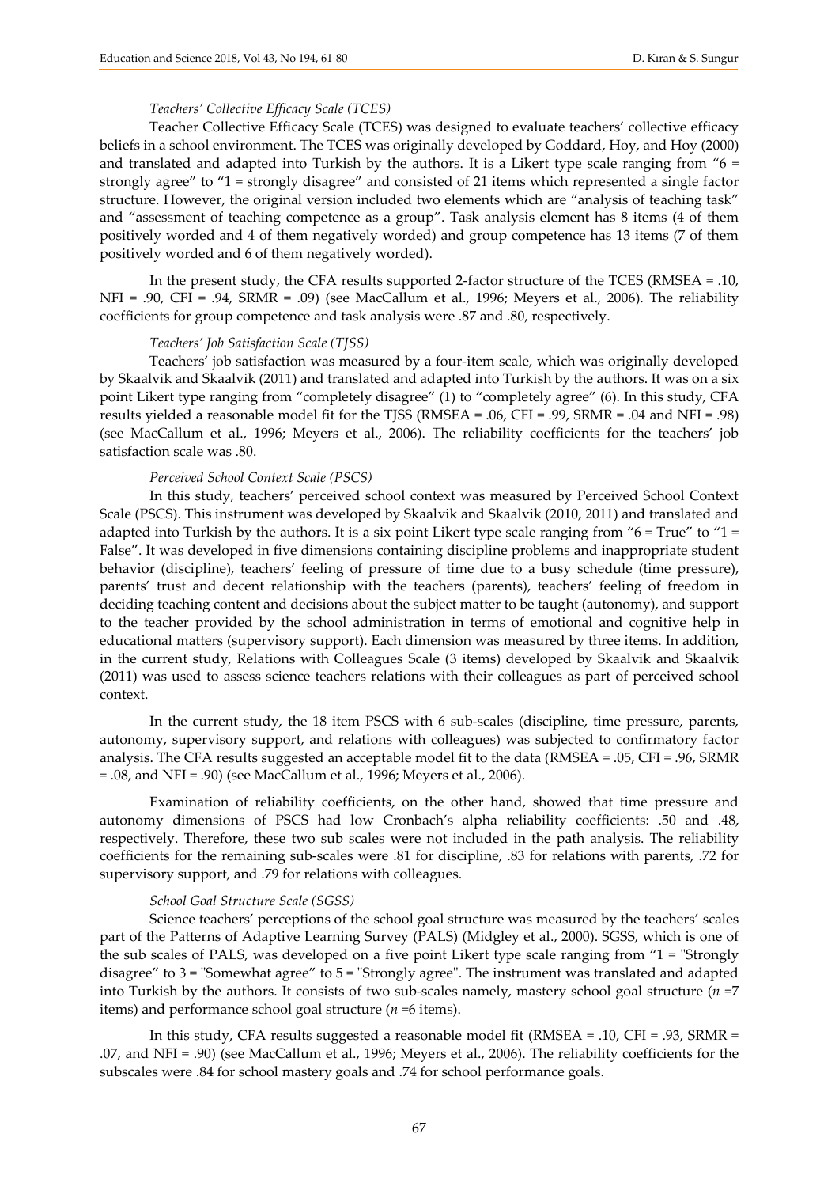*Teachers' Collective Efficacy Scale (TCES)*

Teacher Collective Efficacy Scale (TCES) was designed to evaluate teachers' collective efficacy beliefs in a school environment. The TCES was originally developed by Goddard, Hoy, and Hoy (2000) and translated and adapted into Turkish by the authors. It is a Likert type scale ranging from "6 = strongly agree" to "1 = strongly disagree" and consisted of 21 items which represented a single factor structure. However, the original version included two elements which are "analysis of teaching task" and "assessment of teaching competence as a group". Task analysis element has 8 items (4 of them positively worded and 4 of them negatively worded) and group competence has 13 items (7 of them positively worded and 6 of them negatively worded).

In the present study, the CFA results supported 2-factor structure of the TCES (RMSEA = .10, NFI = .90, CFI = .94, SRMR = .09) (see MacCallum et al., 1996; Meyers et al., 2006). The reliability coefficients for group competence and task analysis were .87 and .80, respectively.

*Teachers' Job Satisfaction Scale (TJSS)*

Teachers' job satisfaction was measured by a four-item scale, which was originally developed by Skaalvik and Skaalvik (2011) and translated and adapted into Turkish by the authors. It was on a six point Likert type ranging from "completely disagree" (1) to "completely agree" (6). In this study, CFA results yielded a reasonable model fit for the TJSS (RMSEA = .06, CFI = .99, SRMR = .04 and NFI = .98) (see MacCallum et al., 1996; Meyers et al., 2006). The reliability coefficients for the teachers' job satisfaction scale was .80.

*Perceived School Context Scale (PSCS)*

In this study, teachers' perceived school context was measured by Perceived School Context Scale (PSCS). This instrument was developed by Skaalvik and Skaalvik (2010, 2011) and translated and adapted into Turkish by the authors. It is a six point Likert type scale ranging from "6 = True" to "1 = False". It was developed in five dimensions containing discipline problems and inappropriate student behavior (discipline), teachers' feeling of pressure of time due to a busy schedule (time pressure), parents' trust and decent relationship with the teachers (parents), teachers' feeling of freedom in deciding teaching content and decisions about the subject matter to be taught (autonomy), and support to the teacher provided by the school administration in terms of emotional and cognitive help in educational matters (supervisory support). Each dimension was measured by three items. In addition, in the current study, Relations with Colleagues Scale (3 items) developed by Skaalvik and Skaalvik (2011) was used to assess science teachers relations with their colleagues as part of perceived school context.

In the current study, the 18 item PSCS with 6 sub-scales (discipline, time pressure, parents, autonomy, supervisory support, and relations with colleagues) was subjected to confirmatory factor analysis. The CFA results suggested an acceptable model fit to the data (RMSEA = .05, CFI = .96, SRMR = .08, and NFI = .90) (see MacCallum et al., 1996; Meyers et al., 2006).

Examination of reliability coefficients, on the other hand, showed that time pressure and autonomy dimensions of PSCS had low Cronbach's alpha reliability coefficients: .50 and .48, respectively. Therefore, these two sub scales were not included in the path analysis. The reliability coefficients for the remaining sub-scales were .81 for discipline, .83 for relations with parents, .72 for supervisory support, and .79 for relations with colleagues.

*School Goal Structure Scale (SGSS)*

Science teachers' perceptions of the school goal structure was measured by the teachers' scales part of the Patterns of Adaptive Learning Survey (PALS) (Midgley et al., 2000). SGSS, which is one of the sub scales of PALS, was developed on a five point Likert type scale ranging from "1 = "Strongly disagree" to 3 = "Somewhat agree" to 5 = "Strongly agree". The instrument was translated and adapted into Turkish by the authors. It consists of two sub-scales namely, mastery school goal structure ($n$ =7 items) and performance school goal structure ($n$ =6 items).

In this study, CFA results suggested a reasonable model fit (RMSEA = .10, CFI = .93, SRMR = .07, and NFI = .90) (see MacCallum et al., 1996; Meyers et al., 2006). The reliability coefficients for the subscales were .84 for school mastery goals and .74 for school performance goals.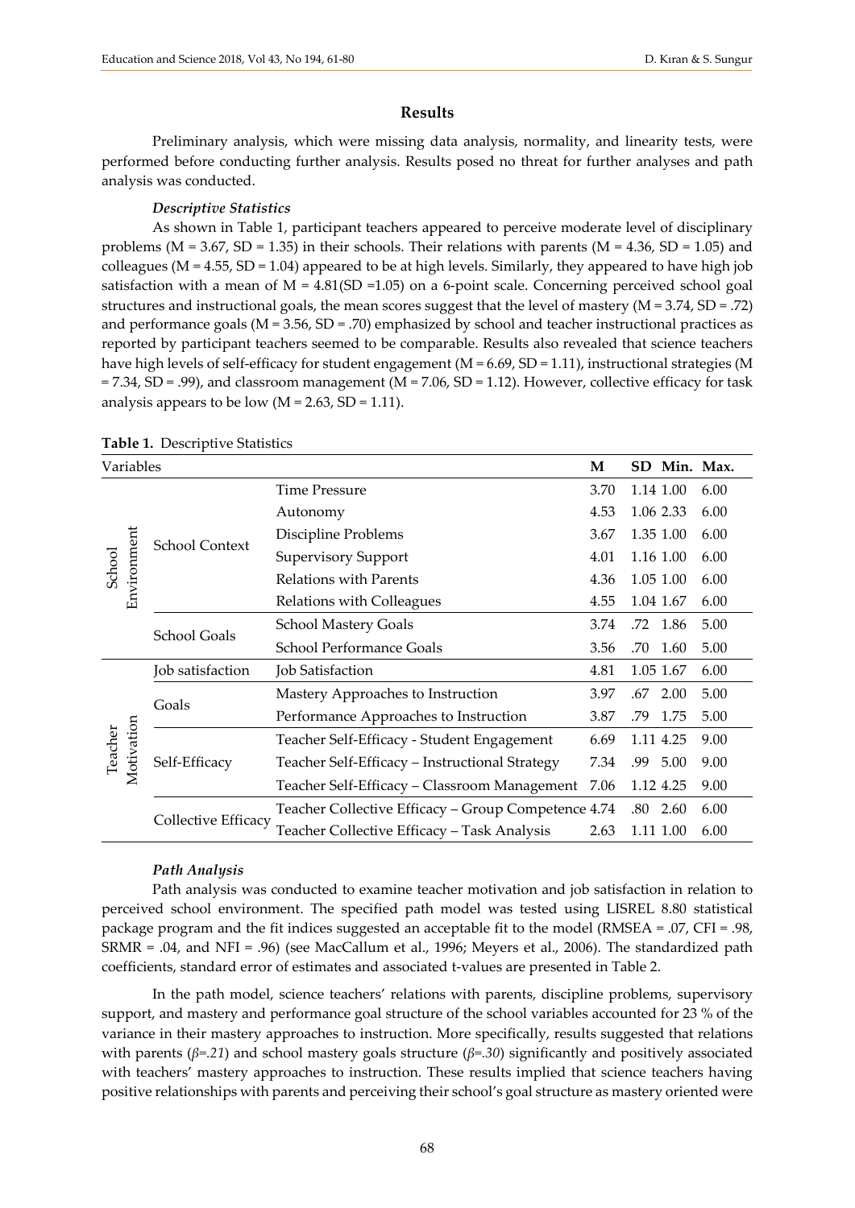## Results

Preliminary analysis, which were missing data analysis, normality, and linearity tests, were performed before conducting further analysis. Results posed no threat for further analyses and path analysis was conducted.

### *Descriptive Statistics*

As shown in Table 1, participant teachers appeared to perceive moderate level of disciplinary problems (M = 3.67, SD = 1.35) in their schools. Their relations with parents (M = 4.36, SD = 1.05) and colleagues (M = 4.55, SD = 1.04) appeared to be at high levels. Similarly, they appeared to have high job satisfaction with a mean of M = 4.81(SD =1.05) on a 6-point scale. Concerning perceived school goal structures and instructional goals, the mean scores suggest that the level of mastery (M = 3.74, SD = .72) and performance goals (M = 3.56, SD = .70) emphasized by school and teacher instructional practices as reported by participant teachers seemed to be comparable. Results also revealed that science teachers have high levels of self-efficacy for student engagement (M = 6.69, SD = 1.11), instructional strategies (M = 7.34, SD = .99), and classroom management (M = 7.06, SD = 1.12). However, collective efficacy for task analysis appears to be low (M = 2.63, SD = 1.11).

**Table 1.** Descriptive Statistics

| Variables | | | M | SD | Min. | Max. |
|---|---|---|---|---|---|---|
| School Environment | School Context | Time Pressure | 3.70 | 1.14 | 1.00 | 6.00 |
| | | Autonomy | 4.53 | 1.06 | 2.33 | 6.00 |
| | | Discipline Problems | 3.67 | 1.35 | 1.00 | 6.00 |
| | | Supervisory Support | 4.01 | 1.16 | 1.00 | 6.00 |
| | | Relations with Parents | 4.36 | 1.05 | 1.00 | 6.00 |
| | | Relations with Colleagues | 4.55 | 1.04 | 1.67 | 6.00 |
| | School Goals | School Mastery Goals | 3.74 | .72 | 1.86 | 5.00 |
| | | School Performance Goals | 3.56 | .70 | 1.60 | 5.00 |
| Teacher Motivation | Job satisfaction | Job Satisfaction | 4.81 | 1.05 | 1.67 | 6.00 |
| | Goals | Mastery Approaches to Instruction | 3.97 | .67 | 2.00 | 5.00 |
| | | Performance Approaches to Instruction | 3.87 | .79 | 1.75 | 5.00 |
| | Self-Efficacy | Teacher Self-Efficacy - Student Engagement | 6.69 | 1.11 | 4.25 | 9.00 |
| | | Teacher Self-Efficacy – Instructional Strategy | 7.34 | .99 | 5.00 | 9.00 |
| | | Teacher Self-Efficacy – Classroom Management | 7.06 | 1.12 | 4.25 | 9.00 |
| | Collective Efficacy | Teacher Collective Efficacy – Group Competence | 4.74 | .80 | 2.60 | 6.00 |
| | | Teacher Collective Efficacy – Task Analysis | 2.63 | 1.11 | 1.00 | 6.00 |

### *Path Analysis*

Path analysis was conducted to examine teacher motivation and job satisfaction in relation to perceived school environment. The specified path model was tested using LISREL 8.80 statistical package program and the fit indices suggested an acceptable fit to the model (RMSEA = .07, CFI = .98, SRMR = .04, and NFI = .96) (see MacCallum et al., 1996; Meyers et al., 2006). The standardized path coefficients, standard error of estimates and associated t-values are presented in Table 2.

In the path model, science teachers' relations with parents, discipline problems, supervisory support, and mastery and performance goal structure of the school variables accounted for 23 % of the variance in their mastery approaches to instruction. More specifically, results suggested that relations with parents (*β=.21*) and school mastery goals structure (*β=.30*) significantly and positively associated with teachers' mastery approaches to instruction. These results implied that science teachers having positive relationships with parents and perceiving their school's goal structure as mastery oriented were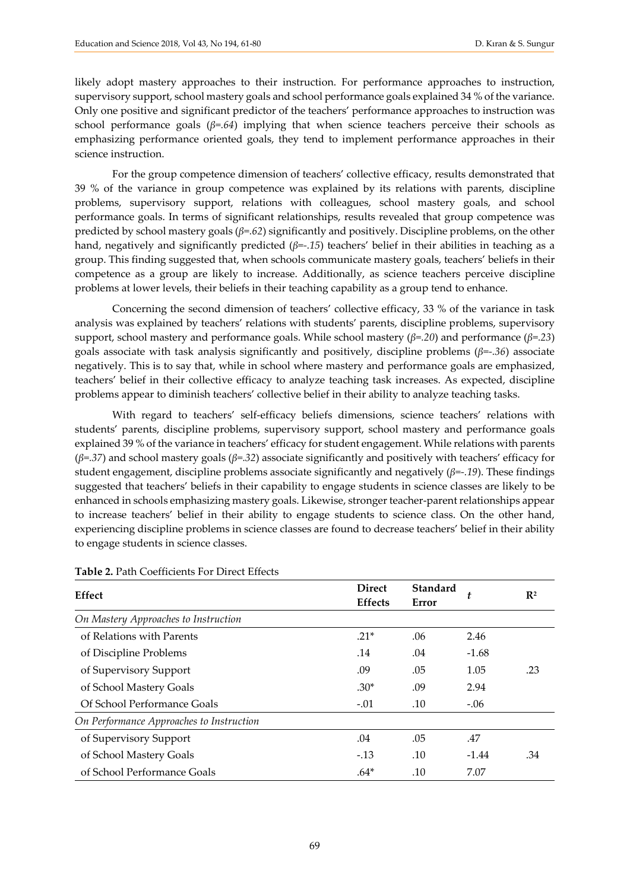likely adopt mastery approaches to their instruction. For performance approaches to instruction, supervisory support, school mastery goals and school performance goals explained 34 % of the variance. Only one positive and significant predictor of the teachers' performance approaches to instruction was school performance goals (*β=.64*) implying that when science teachers perceive their schools as emphasizing performance oriented goals, they tend to implement performance approaches in their science instruction.

For the group competence dimension of teachers' collective efficacy, results demonstrated that 39 % of the variance in group competence was explained by its relations with parents, discipline problems, supervisory support, relations with colleagues, school mastery goals, and school performance goals. In terms of significant relationships, results revealed that group competence was predicted by school mastery goals (*β=.62*) significantly and positively. Discipline problems, on the other hand, negatively and significantly predicted (*β=-.15*) teachers' belief in their abilities in teaching as a group. This finding suggested that, when schools communicate mastery goals, teachers' beliefs in their competence as a group are likely to increase. Additionally, as science teachers perceive discipline problems at lower levels, their beliefs in their teaching capability as a group tend to enhance.

Concerning the second dimension of teachers' collective efficacy, 33 % of the variance in task analysis was explained by teachers' relations with students' parents, discipline problems, supervisory support, school mastery and performance goals. While school mastery (*β=.20*) and performance (*β=.23*) goals associate with task analysis significantly and positively, discipline problems (*β=-.36*) associate negatively. This is to say that, while in school where mastery and performance goals are emphasized, teachers' belief in their collective efficacy to analyze teaching task increases. As expected, discipline problems appear to diminish teachers' collective belief in their ability to analyze teaching tasks.

With regard to teachers' self-efficacy beliefs dimensions, science teachers' relations with students' parents, discipline problems, supervisory support, school mastery and performance goals explained 39 % of the variance in teachers' efficacy for student engagement. While relations with parents (*β=.37*) and school mastery goals (*β=.32*) associate significantly and positively with teachers' efficacy for student engagement, discipline problems associate significantly and negatively (*β=-.19*). These findings suggested that teachers' beliefs in their capability to engage students in science classes are likely to be enhanced in schools emphasizing mastery goals. Likewise, stronger teacher-parent relationships appear to increase teachers' belief in their ability to engage students to science class. On the other hand, experiencing discipline problems in science classes are found to decrease teachers' belief in their ability to engage students in science classes.

**Table 2.** Path Coefficients For Direct Effects

| Effect | Direct Effects | Standard Error | *t* | $R^2$ |
|---|---|---|---|---|
| *On Mastery Approaches to Instruction* | | | | |
| of Relations with Parents | .21* | .06 | 2.46 | |
| of Discipline Problems | .14 | .04 | -1.68 | |
| of Supervisory Support | .09 | .05 | 1.05 | .23 |
| of School Mastery Goals | .30* | .09 | 2.94 | |
| Of School Performance Goals | -.01 | .10 | -.06 | |
| *On Performance Approaches to Instruction* | | | | |
| of Supervisory Support | .04 | .05 | .47 | |
| of School Mastery Goals | -.13 | .10 | -1.44 | .34 |
| of School Performance Goals | .64* | .10 | 7.07 | |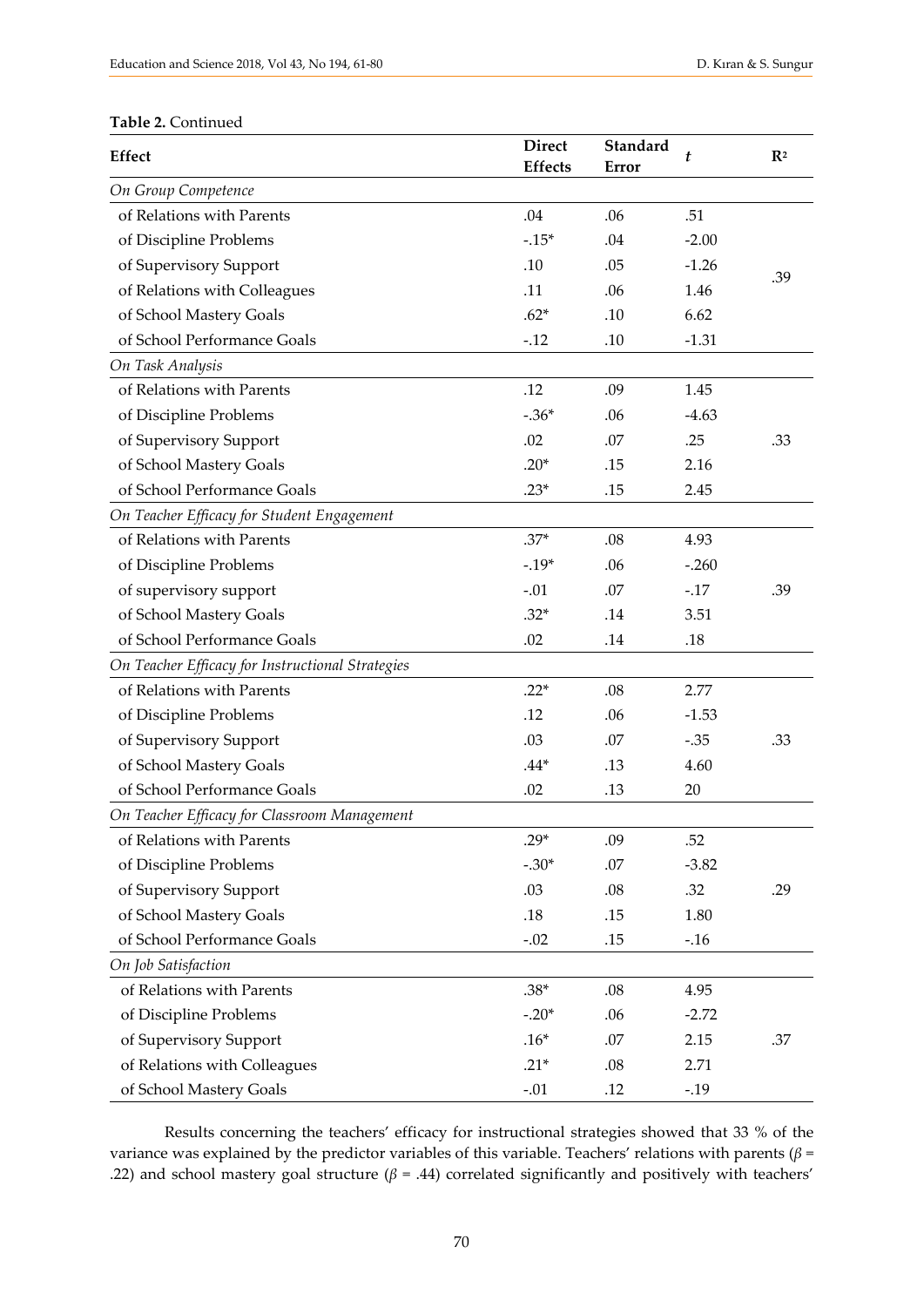**Table 2.** Continued

| Effect | Direct Effects | Standard Error | $t$ | $R^2$ |
|---|---|---|---|---|
| *On Group Competence* | | | | |
| of Relations with Parents | .04 | .06 | .51 | |
| of Discipline Problems | -.15* | .04 | -2.00 | |
| of Supervisory Support | .10 | .05 | -1.26 | .39 |
| of Relations with Colleagues | .11 | .06 | 1.46 | |
| of School Mastery Goals | .62* | .10 | 6.62 | |
| of School Performance Goals | -.12 | .10 | -1.31 | |
| *On Task Analysis* | | | | |
| of Relations with Parents | .12 | .09 | 1.45 | |
| of Discipline Problems | -.36* | .06 | -4.63 | |
| of Supervisory Support | .02 | .07 | .25 | .33 |
| of School Mastery Goals | .20* | .15 | 2.16 | |
| of School Performance Goals | .23* | .15 | 2.45 | |
| *On Teacher Efficacy for Student Engagement* | | | | |
| of Relations with Parents | .37* | .08 | 4.93 | |
| of Discipline Problems | -.19* | .06 | -.260 | |
| of supervisory support | -.01 | .07 | -.17 | .39 |
| of School Mastery Goals | .32* | .14 | 3.51 | |
| of School Performance Goals | .02 | .14 | .18 | |
| *On Teacher Efficacy for Instructional Strategies* | | | | |
| of Relations with Parents | .22* | .08 | 2.77 | |
| of Discipline Problems | .12 | .06 | -1.53 | |
| of Supervisory Support | .03 | .07 | -.35 | .33 |
| of School Mastery Goals | .44* | .13 | 4.60 | |
| of School Performance Goals | .02 | .13 | 20 | |
| *On Teacher Efficacy for Classroom Management* | | | | |
| of Relations with Parents | .29* | .09 | .52 | |
| of Discipline Problems | -.30* | .07 | -3.82 | |
| of Supervisory Support | .03 | .08 | .32 | .29 |
| of School Mastery Goals | .18 | .15 | 1.80 | |
| of School Performance Goals | -.02 | .15 | -.16 | |
| *On Job Satisfaction* | | | | |
| of Relations with Parents | .38* | .08 | 4.95 | |
| of Discipline Problems | -.20* | .06 | -2.72 | |
| of Supervisory Support | .16* | .07 | 2.15 | .37 |
| of Relations with Colleagues | .21* | .08 | 2.71 | |
| of School Mastery Goals | -.01 | .12 | -.19 | |

Results concerning the teachers' efficacy for instructional strategies showed that 33 % of the variance was explained by the predictor variables of this variable. Teachers' relations with parents ($\beta$ = .22) and school mastery goal structure ($\beta$ = .44) correlated significantly and positively with teachers'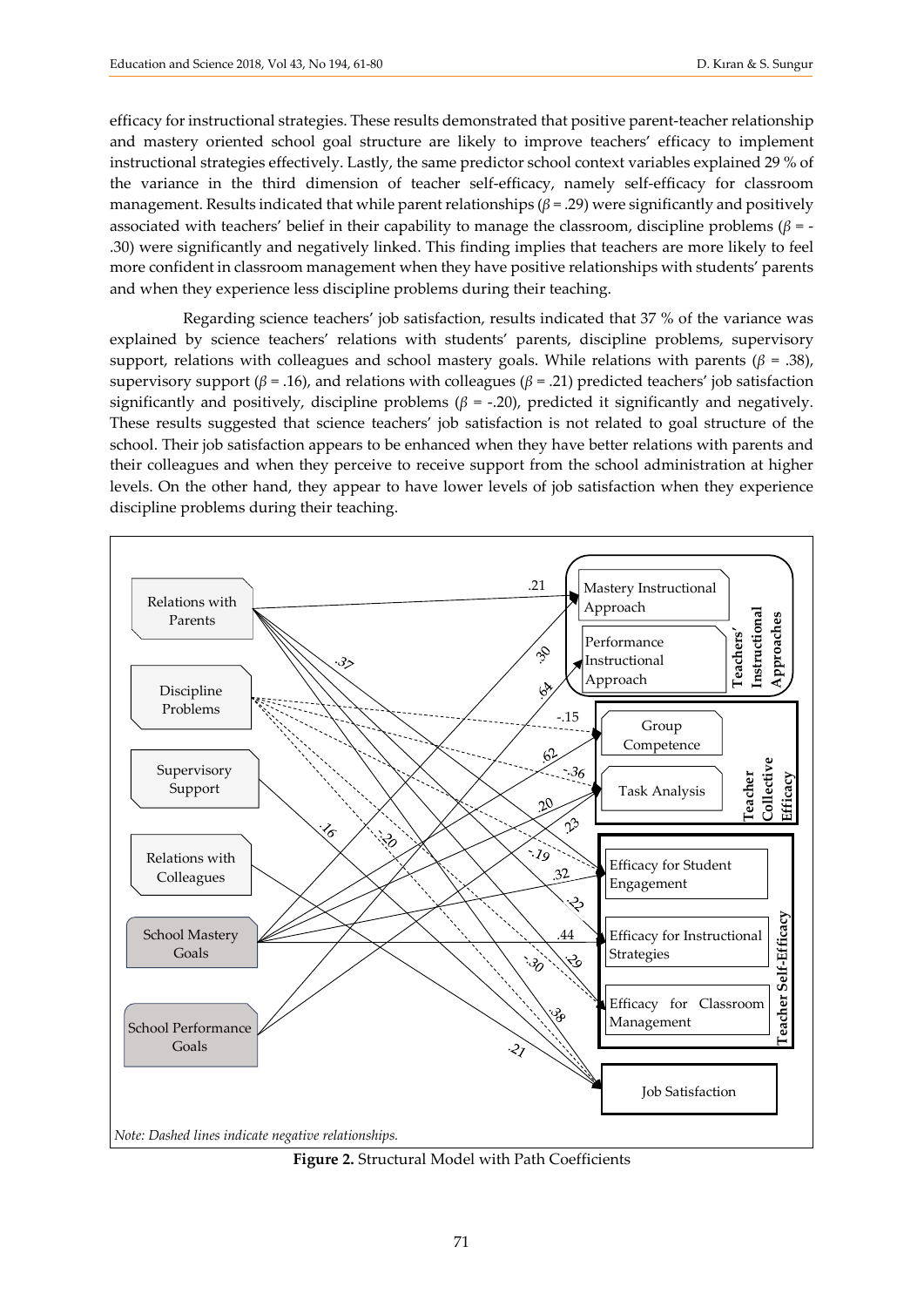efficacy for instructional strategies. These results demonstrated that positive parent-teacher relationship and mastery oriented school goal structure are likely to improve teachers' efficacy to implement instructional strategies effectively. Lastly, the same predictor school context variables explained 29 % of the variance in the third dimension of teacher self-efficacy, namely self-efficacy for classroom management. Results indicated that while parent relationships ($\beta$ = .29) were significantly and positively associated with teachers' belief in their capability to manage the classroom, discipline problems ($\beta$ = -.30) were significantly and negatively linked. This finding implies that teachers are more likely to feel more confident in classroom management when they have positive relationships with students' parents and when they experience less discipline problems during their teaching.

Regarding science teachers' job satisfaction, results indicated that 37 % of the variance was explained by science teachers' relations with students' parents, discipline problems, supervisory support, relations with colleagues and school mastery goals. While relations with parents ($\beta$ = .38), supervisory support ($\beta$ = .16), and relations with colleagues ($\beta$ = .21) predicted teachers' job satisfaction significantly and positively, discipline problems ($\beta$ = -.20), predicted it significantly and negatively. These results suggested that science teachers' job satisfaction is not related to goal structure of the school. Their job satisfaction appears to be enhanced when they have better relations with parents and their colleagues and when they perceive to receive support from the school administration at higher levels. On the other hand, they appear to have lower levels of job satisfaction when they experience discipline problems during their teaching.

*Note: Dashed lines indicate negative relationships.*

**Figure 2.** Structural Model with Path Coefficients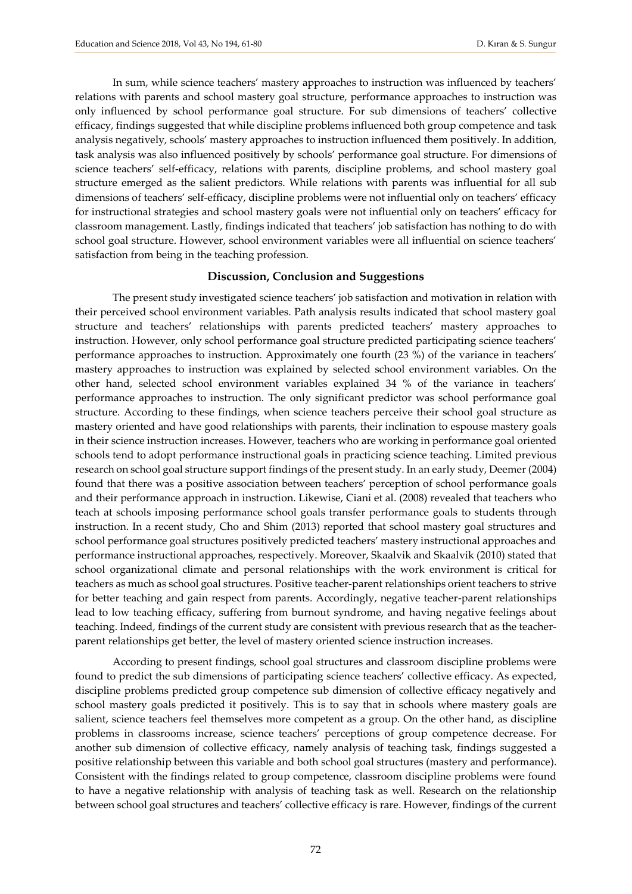In sum, while science teachers' mastery approaches to instruction was influenced by teachers' relations with parents and school mastery goal structure, performance approaches to instruction was only influenced by school performance goal structure. For sub dimensions of teachers' collective efficacy, findings suggested that while discipline problems influenced both group competence and task analysis negatively, schools' mastery approaches to instruction influenced them positively. In addition, task analysis was also influenced positively by schools' performance goal structure. For dimensions of science teachers' self-efficacy, relations with parents, discipline problems, and school mastery goal structure emerged as the salient predictors. While relations with parents was influential for all sub dimensions of teachers' self-efficacy, discipline problems were not influential only on teachers' efficacy for instructional strategies and school mastery goals were not influential only on teachers' efficacy for classroom management. Lastly, findings indicated that teachers' job satisfaction has nothing to do with school goal structure. However, school environment variables were all influential on science teachers' satisfaction from being in the teaching profession.

## Discussion, Conclusion and Suggestions

The present study investigated science teachers' job satisfaction and motivation in relation with their perceived school environment variables. Path analysis results indicated that school mastery goal structure and teachers' relationships with parents predicted teachers' mastery approaches to instruction. However, only school performance goal structure predicted participating science teachers' performance approaches to instruction. Approximately one fourth (23 %) of the variance in teachers' mastery approaches to instruction was explained by selected school environment variables. On the other hand, selected school environment variables explained 34 % of the variance in teachers' performance approaches to instruction. The only significant predictor was school performance goal structure. According to these findings, when science teachers perceive their school goal structure as mastery oriented and have good relationships with parents, their inclination to espouse mastery goals in their science instruction increases. However, teachers who are working in performance goal oriented schools tend to adopt performance instructional goals in practicing science teaching. Limited previous research on school goal structure support findings of the present study. In an early study, Deemer (2004) found that there was a positive association between teachers' perception of school performance goals and their performance approach in instruction. Likewise, Ciani et al. (2008) revealed that teachers who teach at schools imposing performance school goals transfer performance goals to students through instruction. In a recent study, Cho and Shim (2013) reported that school mastery goal structures and school performance goal structures positively predicted teachers' mastery instructional approaches and performance instructional approaches, respectively. Moreover, Skaalvik and Skaalvik (2010) stated that school organizational climate and personal relationships with the work environment is critical for teachers as much as school goal structures. Positive teacher-parent relationships orient teachers to strive for better teaching and gain respect from parents. Accordingly, negative teacher-parent relationships lead to low teaching efficacy, suffering from burnout syndrome, and having negative feelings about teaching. Indeed, findings of the current study are consistent with previous research that as the teacher-parent relationships get better, the level of mastery oriented science instruction increases.

According to present findings, school goal structures and classroom discipline problems were found to predict the sub dimensions of participating science teachers' collective efficacy. As expected, discipline problems predicted group competence sub dimension of collective efficacy negatively and school mastery goals predicted it positively. This is to say that in schools where mastery goals are salient, science teachers feel themselves more competent as a group. On the other hand, as discipline problems in classrooms increase, science teachers' perceptions of group competence decrease. For another sub dimension of collective efficacy, namely analysis of teaching task, findings suggested a positive relationship between this variable and both school goal structures (mastery and performance). Consistent with the findings related to group competence, classroom discipline problems were found to have a negative relationship with analysis of teaching task as well. Research on the relationship between school goal structures and teachers' collective efficacy is rare. However, findings of the current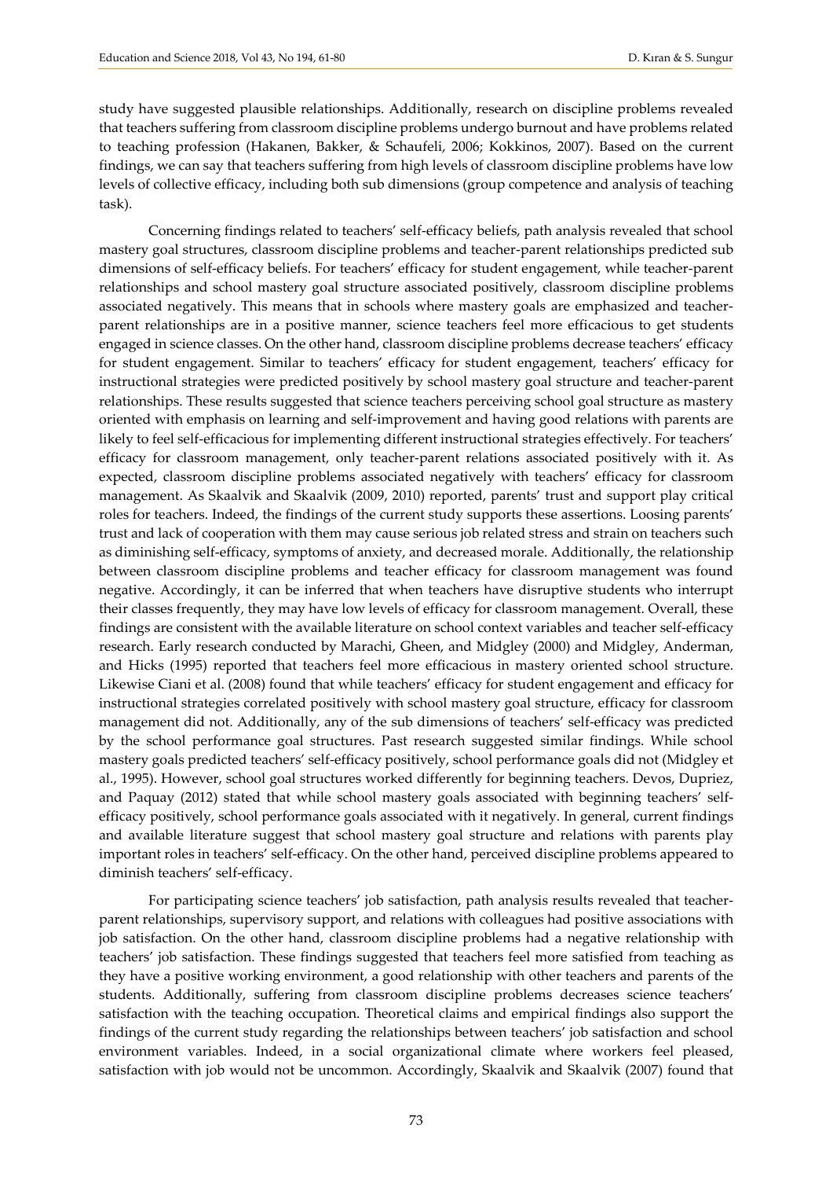study have suggested plausible relationships. Additionally, research on discipline problems revealed that teachers suffering from classroom discipline problems undergo burnout and have problems related to teaching profession (Hakanen, Bakker, & Schaufeli, 2006; Kokkinos, 2007). Based on the current findings, we can say that teachers suffering from high levels of classroom discipline problems have low levels of collective efficacy, including both sub dimensions (group competence and analysis of teaching task).

Concerning findings related to teachers' self-efficacy beliefs, path analysis revealed that school mastery goal structures, classroom discipline problems and teacher-parent relationships predicted sub dimensions of self-efficacy beliefs. For teachers' efficacy for student engagement, while teacher-parent relationships and school mastery goal structure associated positively, classroom discipline problems associated negatively. This means that in schools where mastery goals are emphasized and teacher-parent relationships are in a positive manner, science teachers feel more efficacious to get students engaged in science classes. On the other hand, classroom discipline problems decrease teachers' efficacy for student engagement. Similar to teachers' efficacy for student engagement, teachers' efficacy for instructional strategies were predicted positively by school mastery goal structure and teacher-parent relationships. These results suggested that science teachers perceiving school goal structure as mastery oriented with emphasis on learning and self-improvement and having good relations with parents are likely to feel self-efficacious for implementing different instructional strategies effectively. For teachers' efficacy for classroom management, only teacher-parent relations associated positively with it. As expected, classroom discipline problems associated negatively with teachers' efficacy for classroom management. As Skaalvik and Skaalvik (2009, 2010) reported, parents' trust and support play critical roles for teachers. Indeed, the findings of the current study supports these assertions. Loosing parents' trust and lack of cooperation with them may cause serious job related stress and strain on teachers such as diminishing self-efficacy, symptoms of anxiety, and decreased morale. Additionally, the relationship between classroom discipline problems and teacher efficacy for classroom management was found negative. Accordingly, it can be inferred that when teachers have disruptive students who interrupt their classes frequently, they may have low levels of efficacy for classroom management. Overall, these findings are consistent with the available literature on school context variables and teacher self-efficacy research. Early research conducted by Marachi, Gheen, and Midgley (2000) and Midgley, Anderman, and Hicks (1995) reported that teachers feel more efficacious in mastery oriented school structure. Likewise Ciani et al. (2008) found that while teachers' efficacy for student engagement and efficacy for instructional strategies correlated positively with school mastery goal structure, efficacy for classroom management did not. Additionally, any of the sub dimensions of teachers' self-efficacy was predicted by the school performance goal structures. Past research suggested similar findings. While school mastery goals predicted teachers' self-efficacy positively, school performance goals did not (Midgley et al., 1995). However, school goal structures worked differently for beginning teachers. Devos, Dupriez, and Paquay (2012) stated that while school mastery goals associated with beginning teachers' self-efficacy positively, school performance goals associated with it negatively. In general, current findings and available literature suggest that school mastery goal structure and relations with parents play important roles in teachers' self-efficacy. On the other hand, perceived discipline problems appeared to diminish teachers' self-efficacy.

For participating science teachers' job satisfaction, path analysis results revealed that teacher-parent relationships, supervisory support, and relations with colleagues had positive associations with job satisfaction. On the other hand, classroom discipline problems had a negative relationship with teachers' job satisfaction. These findings suggested that teachers feel more satisfied from teaching as they have a positive working environment, a good relationship with other teachers and parents of the students. Additionally, suffering from classroom discipline problems decreases science teachers' satisfaction with the teaching occupation. Theoretical claims and empirical findings also support the findings of the current study regarding the relationships between teachers' job satisfaction and school environment variables. Indeed, in a social organizational climate where workers feel pleased, satisfaction with job would not be uncommon. Accordingly, Skaalvik and Skaalvik (2007) found that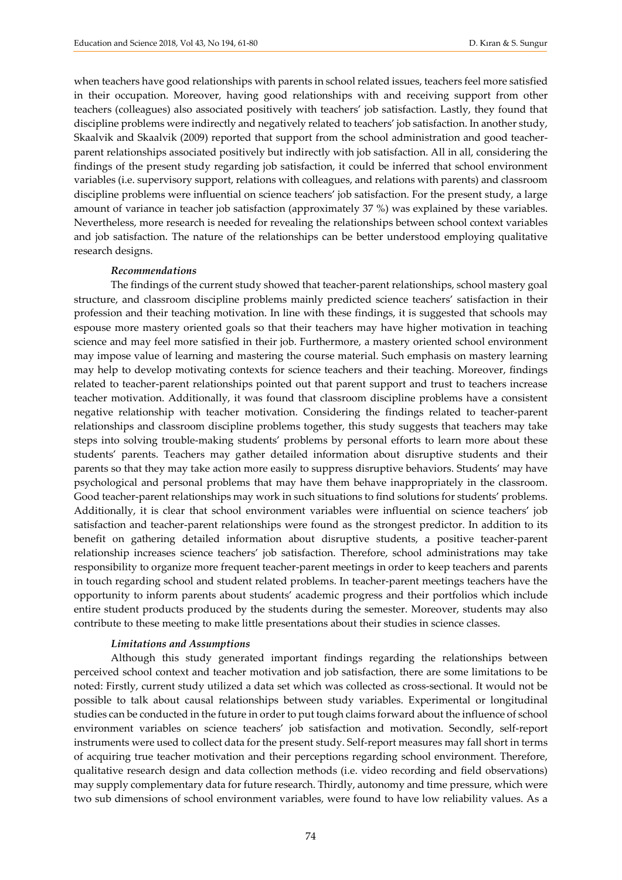when teachers have good relationships with parents in school related issues, teachers feel more satisfied in their occupation. Moreover, having good relationships with and receiving support from other teachers (colleagues) also associated positively with teachers' job satisfaction. Lastly, they found that discipline problems were indirectly and negatively related to teachers' job satisfaction. In another study, Skaalvik and Skaalvik (2009) reported that support from the school administration and good teacher-parent relationships associated positively but indirectly with job satisfaction. All in all, considering the findings of the present study regarding job satisfaction, it could be inferred that school environment variables (i.e. supervisory support, relations with colleagues, and relations with parents) and classroom discipline problems were influential on science teachers' job satisfaction. For the present study, a large amount of variance in teacher job satisfaction (approximately 37 %) was explained by these variables. Nevertheless, more research is needed for revealing the relationships between school context variables and job satisfaction. The nature of the relationships can be better understood employing qualitative research designs.

### *Recommendations*

The findings of the current study showed that teacher-parent relationships, school mastery goal structure, and classroom discipline problems mainly predicted science teachers' satisfaction in their profession and their teaching motivation. In line with these findings, it is suggested that schools may espouse more mastery oriented goals so that their teachers may have higher motivation in teaching science and may feel more satisfied in their job. Furthermore, a mastery oriented school environment may impose value of learning and mastering the course material. Such emphasis on mastery learning may help to develop motivating contexts for science teachers and their teaching. Moreover, findings related to teacher-parent relationships pointed out that parent support and trust to teachers increase teacher motivation. Additionally, it was found that classroom discipline problems have a consistent negative relationship with teacher motivation. Considering the findings related to teacher-parent relationships and classroom discipline problems together, this study suggests that teachers may take steps into solving trouble-making students' problems by personal efforts to learn more about these students' parents. Teachers may gather detailed information about disruptive students and their parents so that they may take action more easily to suppress disruptive behaviors. Students' may have psychological and personal problems that may have them behave inappropriately in the classroom. Good teacher-parent relationships may work in such situations to find solutions for students' problems. Additionally, it is clear that school environment variables were influential on science teachers' job satisfaction and teacher-parent relationships were found as the strongest predictor. In addition to its benefit on gathering detailed information about disruptive students, a positive teacher-parent relationship increases science teachers' job satisfaction. Therefore, school administrations may take responsibility to organize more frequent teacher-parent meetings in order to keep teachers and parents in touch regarding school and student related problems. In teacher-parent meetings teachers have the opportunity to inform parents about students' academic progress and their portfolios which include entire student products produced by the students during the semester. Moreover, students may also contribute to these meeting to make little presentations about their studies in science classes.

### *Limitations and Assumptions*

Although this study generated important findings regarding the relationships between perceived school context and teacher motivation and job satisfaction, there are some limitations to be noted: Firstly, current study utilized a data set which was collected as cross-sectional. It would not be possible to talk about causal relationships between study variables. Experimental or longitudinal studies can be conducted in the future in order to put tough claims forward about the influence of school environment variables on science teachers' job satisfaction and motivation. Secondly, self-report instruments were used to collect data for the present study. Self-report measures may fall short in terms of acquiring true teacher motivation and their perceptions regarding school environment. Therefore, qualitative research design and data collection methods (i.e. video recording and field observations) may supply complementary data for future research. Thirdly, autonomy and time pressure, which were two sub dimensions of school environment variables, were found to have low reliability values. As a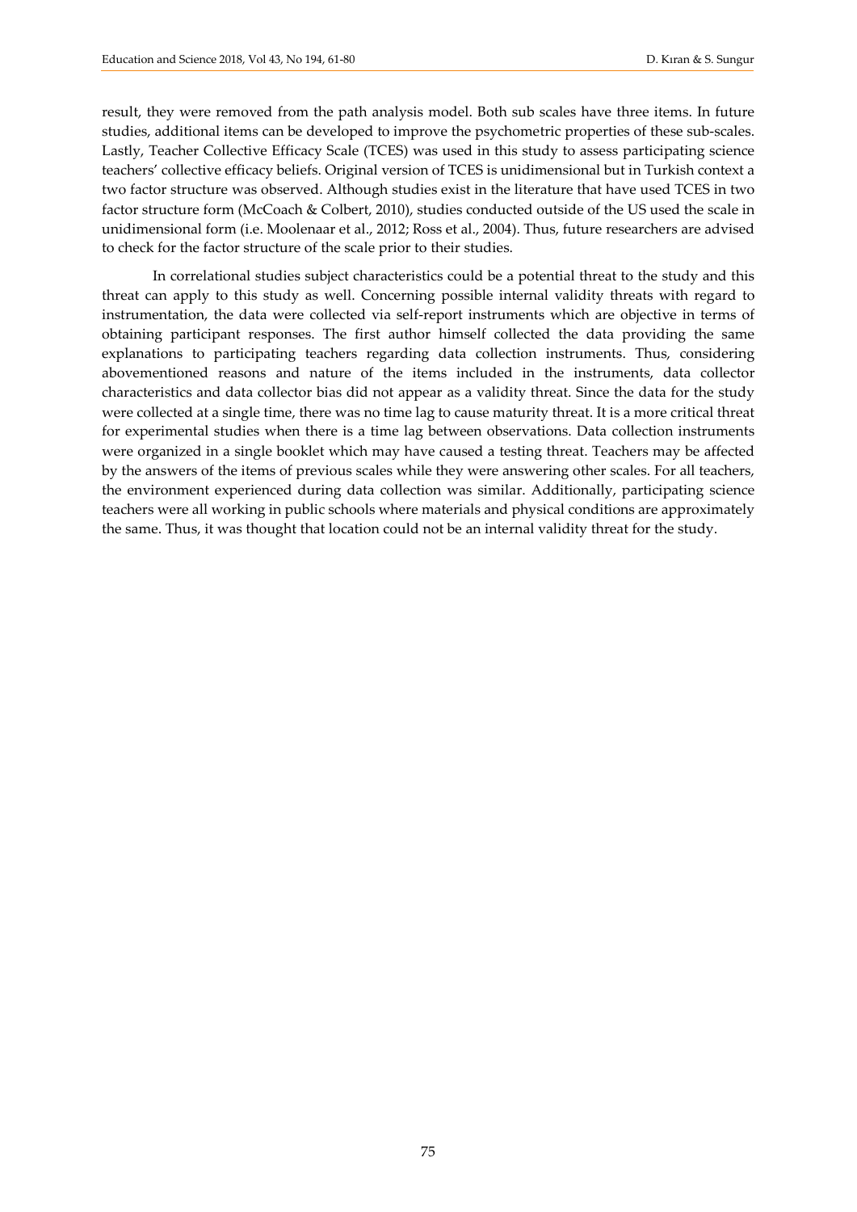result, they were removed from the path analysis model. Both sub scales have three items. In future studies, additional items can be developed to improve the psychometric properties of these sub-scales. Lastly, Teacher Collective Efficacy Scale (TCES) was used in this study to assess participating science teachers' collective efficacy beliefs. Original version of TCES is unidimensional but in Turkish context a two factor structure was observed. Although studies exist in the literature that have used TCES in two factor structure form (McCoach & Colbert, 2010), studies conducted outside of the US used the scale in unidimensional form (i.e. Moolenaar et al., 2012; Ross et al., 2004). Thus, future researchers are advised to check for the factor structure of the scale prior to their studies.

In correlational studies subject characteristics could be a potential threat to the study and this threat can apply to this study as well. Concerning possible internal validity threats with regard to instrumentation, the data were collected via self-report instruments which are objective in terms of obtaining participant responses. The first author himself collected the data providing the same explanations to participating teachers regarding data collection instruments. Thus, considering abovementioned reasons and nature of the items included in the instruments, data collector characteristics and data collector bias did not appear as a validity threat. Since the data for the study were collected at a single time, there was no time lag to cause maturity threat. It is a more critical threat for experimental studies when there is a time lag between observations. Data collection instruments were organized in a single booklet which may have caused a testing threat. Teachers may be affected by the answers of the items of previous scales while they were answering other scales. For all teachers, the environment experienced during data collection was similar. Additionally, participating science teachers were all working in public schools where materials and physical conditions are approximately the same. Thus, it was thought that location could not be an internal validity threat for the study.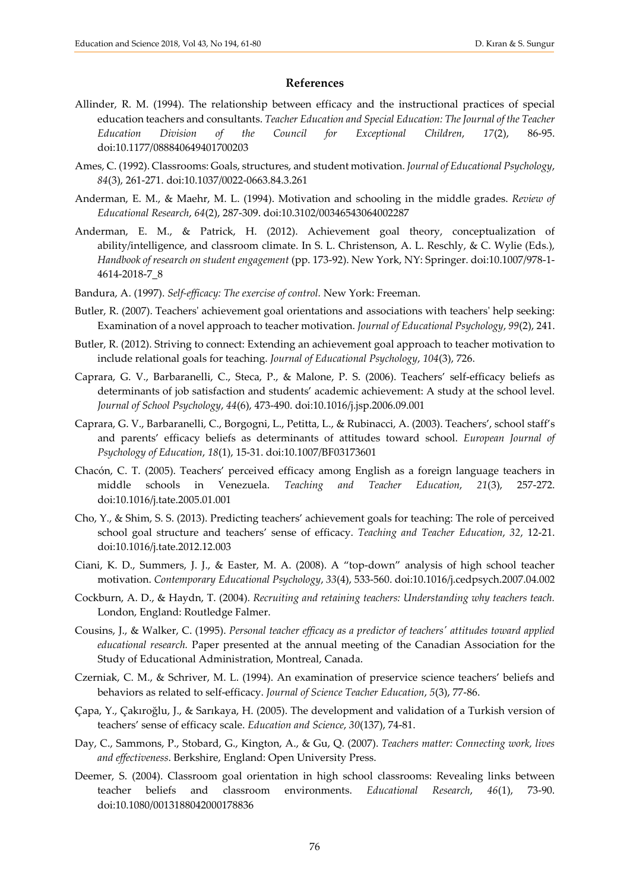## References

Allinder, R. M. (1994). The relationship between efficacy and the instructional practices of special education teachers and consultants. *Teacher Education and Special Education: The Journal of the Teacher Education Division of the Council for Exceptional Children*, *17*(2), 86-95. doi:10.1177/088840649401700203

Ames, C. (1992). Classrooms: Goals, structures, and student motivation. *Journal of Educational Psychology*, *84*(3), 261-271. doi:10.1037/0022-0663.84.3.261

Anderman, E. M., & Maehr, M. L. (1994). Motivation and schooling in the middle grades. *Review of Educational Research*, *64*(2), 287-309. doi:10.3102/00346543064002287

Anderman, E. M., & Patrick, H. (2012). Achievement goal theory, conceptualization of ability/intelligence, and classroom climate. In S. L. Christenson, A. L. Reschly, & C. Wylie (Eds.), *Handbook of research on student engagement* (pp. 173-92). New York, NY: Springer. doi:10.1007/978-1-4614-2018-7_8

Bandura, A. (1997). *Self-efficacy: The exercise of control.* New York: Freeman.

Butler, R. (2007). Teachers' achievement goal orientations and associations with teachers' help seeking: Examination of a novel approach to teacher motivation. *Journal of Educational Psychology*, *99*(2), 241.

Butler, R. (2012). Striving to connect: Extending an achievement goal approach to teacher motivation to include relational goals for teaching. *Journal of Educational Psychology*, *104*(3), 726.

Caprara, G. V., Barbaranelli, C., Steca, P., & Malone, P. S. (2006). Teachers' self-efficacy beliefs as determinants of job satisfaction and students' academic achievement: A study at the school level. *Journal of School Psychology*, *44*(6), 473-490. doi:10.1016/j.jsp.2006.09.001

Caprara, G. V., Barbaranelli, C., Borgogni, L., Petitta, L., & Rubinacci, A. (2003). Teachers', school staff's and parents' efficacy beliefs as determinants of attitudes toward school. *European Journal of Psychology of Education*, *18*(1), 15-31. doi:10.1007/BF03173601

Chacón, C. T. (2005). Teachers' perceived efficacy among English as a foreign language teachers in middle schools in Venezuela. *Teaching and Teacher Education*, *21*(3), 257-272. doi:10.1016/j.tate.2005.01.001

Cho, Y., & Shim, S. S. (2013). Predicting teachers' achievement goals for teaching: The role of perceived school goal structure and teachers' sense of efficacy. *Teaching and Teacher Education*, *32*, 12-21. doi:10.1016/j.tate.2012.12.003

Ciani, K. D., Summers, J. J., & Easter, M. A. (2008). A "top-down" analysis of high school teacher motivation. *Contemporary Educational Psychology*, *33*(4), 533-560. doi:10.1016/j.cedpsych.2007.04.002

Cockburn, A. D., & Haydn, T. (2004). *Recruiting and retaining teachers: Understanding why teachers teach.* London, England: Routledge Falmer.

Cousins, J., & Walker, C. (1995). *Personal teacher efficacy as a predictor of teachers' attitudes toward applied educational research.* Paper presented at the annual meeting of the Canadian Association for the Study of Educational Administration, Montreal, Canada.

Czerniak, C. M., & Schriver, M. L. (1994). An examination of preservice science teachers' beliefs and behaviors as related to self-efficacy. *Journal of Science Teacher Education*, *5*(3), 77-86.

Çapa, Y., Çakıroğlu, J., & Sarıkaya, H. (2005). The development and validation of a Turkish version of teachers' sense of efficacy scale. *Education and Science*, *30*(137), 74-81.

Day, C., Sammons, P., Stobard, G., Kington, A., & Gu, Q. (2007). *Teachers matter: Connecting work, lives and effectiveness*. Berkshire, England: Open University Press.

Deemer, S. (2004). Classroom goal orientation in high school classrooms: Revealing links between teacher beliefs and classroom environments. *Educational Research*, *46*(1), 73-90. doi:10.1080/0013188042000178836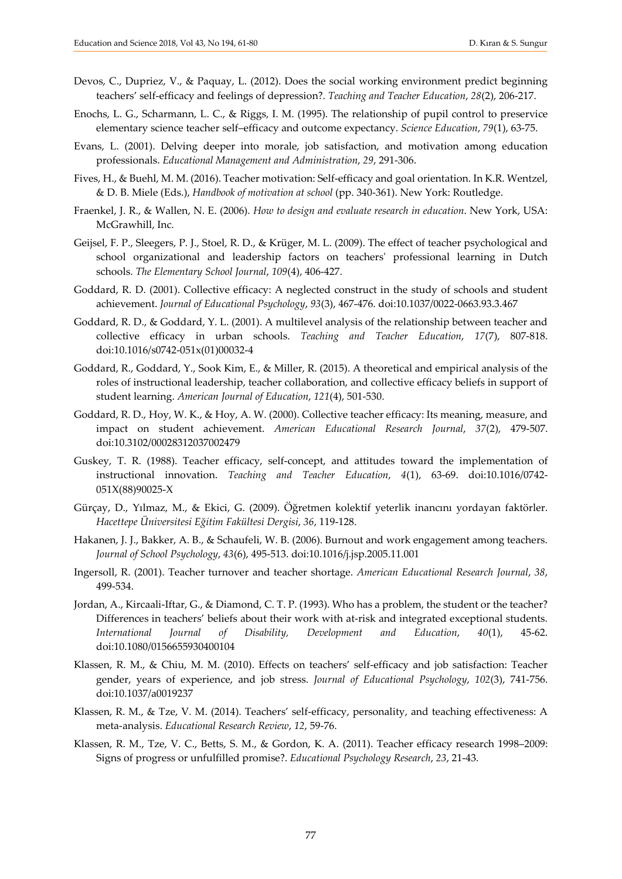Devos, C., Dupriez, V., & Paquay, L. (2012). Does the social working environment predict beginning teachers' self-efficacy and feelings of depression?. *Teaching and Teacher Education*, *28*(2), 206-217.

Enochs, L. G., Scharmann, L. C., & Riggs, I. M. (1995). The relationship of pupil control to preservice elementary science teacher self–efficacy and outcome expectancy. *Science Education*, *79*(1), 63-75.

Evans, L. (2001). Delving deeper into morale, job satisfaction, and motivation among education professionals. *Educational Management and Administration*, *29*, 291-306.

Fives, H., & Buehl, M. M. (2016). Teacher motivation: Self-efficacy and goal orientation. In K.R. Wentzel, & D. B. Miele (Eds.), *Handbook of motivation at school* (pp. 340-361). New York: Routledge.

Fraenkel, J. R., & Wallen, N. E. (2006). *How to design and evaluate research in education*. New York, USA: McGrawhill, Inc.

Geijsel, F. P., Sleegers, P. J., Stoel, R. D., & Krüger, M. L. (2009). The effect of teacher psychological and school organizational and leadership factors on teachers' professional learning in Dutch schools. *The Elementary School Journal*, *109*(4), 406-427.

Goddard, R. D. (2001). Collective efficacy: A neglected construct in the study of schools and student achievement. *Journal of Educational Psychology*, *93*(3), 467-476. doi:10.1037/0022-0663.93.3.467

Goddard, R. D., & Goddard, Y. L. (2001). A multilevel analysis of the relationship between teacher and collective efficacy in urban schools. *Teaching and Teacher Education*, *17*(7), 807-818. doi:10.1016/s0742-051x(01)00032-4

Goddard, R., Goddard, Y., Sook Kim, E., & Miller, R. (2015). A theoretical and empirical analysis of the roles of instructional leadership, teacher collaboration, and collective efficacy beliefs in support of student learning. *American Journal of Education*, *121*(4), 501-530.

Goddard, R. D., Hoy, W. K., & Hoy, A. W. (2000). Collective teacher efficacy: Its meaning, measure, and impact on student achievement. *American Educational Research Journal*, *37*(2), 479-507. doi:10.3102/00028312037002479

Guskey, T. R. (1988). Teacher efficacy, self-concept, and attitudes toward the implementation of instructional innovation. *Teaching and Teacher Education*, *4*(1), 63-69. doi:10.1016/0742-051X(88)90025-X

Gürçay, D., Yılmaz, M., & Ekici, G. (2009). Öğretmen kolektif yeterlik inancını yordayan faktörler. *Hacettepe Üniversitesi Eğitim Fakültesi Dergisi*, *36*, 119-128.

Hakanen, J. J., Bakker, A. B., & Schaufeli, W. B. (2006). Burnout and work engagement among teachers. *Journal of School Psychology*, *43*(6), 495-513. doi:10.1016/j.jsp.2005.11.001

Ingersoll, R. (2001). Teacher turnover and teacher shortage. *American Educational Research Journal*, *38*, 499-534.

Jordan, A., Kircaali-Iftar, G., & Diamond, C. T. P. (1993). Who has a problem, the student or the teacher? Differences in teachers' beliefs about their work with at-risk and integrated exceptional students. *International Journal of Disability, Development and Education*, *40*(1), 45-62. doi:10.1080/0156655930400104

Klassen, R. M., & Chiu, M. M. (2010). Effects on teachers' self-efficacy and job satisfaction: Teacher gender, years of experience, and job stress. *Journal of Educational Psychology*, *102*(3), 741-756. doi:10.1037/a0019237

Klassen, R. M., & Tze, V. M. (2014). Teachers' self-efficacy, personality, and teaching effectiveness: A meta-analysis. *Educational Research Review*, *12*, 59-76.

Klassen, R. M., Tze, V. C., Betts, S. M., & Gordon, K. A. (2011). Teacher efficacy research 1998–2009: Signs of progress or unfulfilled promise?. *Educational Psychology Research*, *23*, 21-43.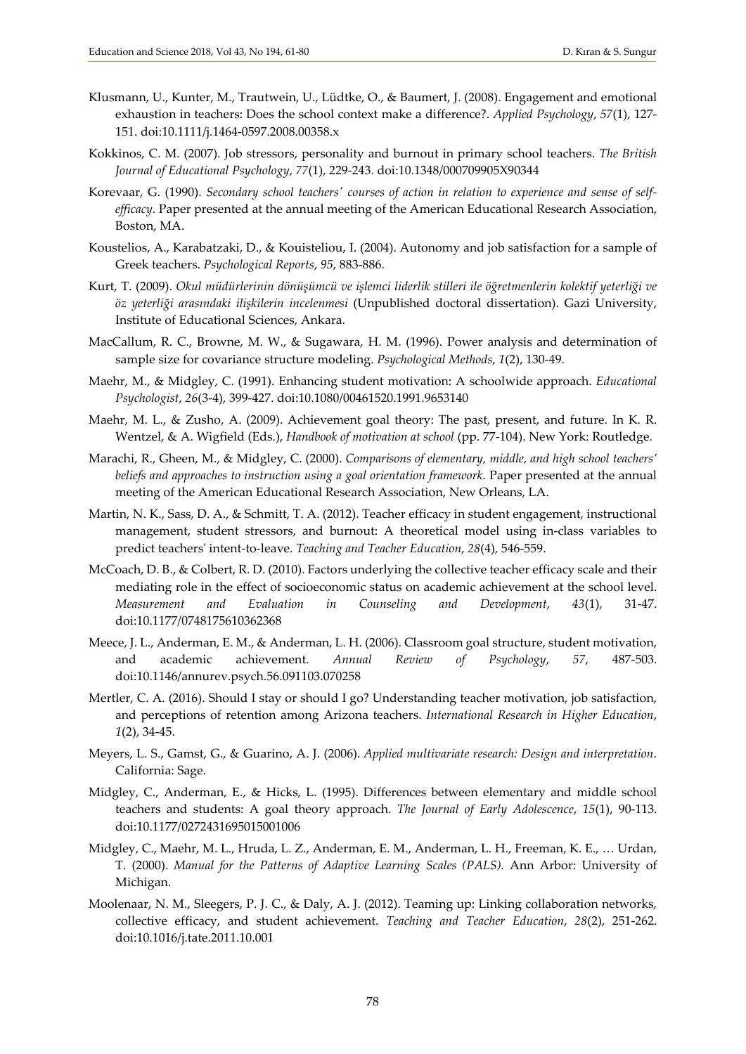Klusmann, U., Kunter, M., Trautwein, U., Lüdtke, O., & Baumert, J. (2008). Engagement and emotional exhaustion in teachers: Does the school context make a difference?. *Applied Psychology*, *57*(1), 127-151. doi:10.1111/j.1464-0597.2008.00358.x

Kokkinos, C. M. (2007). Job stressors, personality and burnout in primary school teachers. *The British Journal of Educational Psychology*, *77*(1), 229-243. doi:10.1348/000709905X90344

Korevaar, G. (1990). *Secondary school teachers' courses of action in relation to experience and sense of self-efficacy*. Paper presented at the annual meeting of the American Educational Research Association, Boston, MA.

Koustelios, A., Karabatzaki, D., & Kouisteliou, I. (2004). Autonomy and job satisfaction for a sample of Greek teachers. *Psychological Reports*, *95*, 883-886.

Kurt, T. (2009). *Okul müdürlerinin dönüşümcü ve işlemci liderlik stilleri ile öğretmenlerin kolektif yeterliği ve öz yeterliği arasındaki ilişkilerin incelenmesi* (Unpublished doctoral dissertation). Gazi University, Institute of Educational Sciences, Ankara.

MacCallum, R. C., Browne, M. W., & Sugawara, H. M. (1996). Power analysis and determination of sample size for covariance structure modeling. *Psychological Methods*, *1*(2), 130-49.

Maehr, M., & Midgley, C. (1991). Enhancing student motivation: A schoolwide approach. *Educational Psychologist*, *26*(3-4), 399-427. doi:10.1080/00461520.1991.9653140

Maehr, M. L., & Zusho, A. (2009). Achievement goal theory: The past, present, and future. In K. R. Wentzel, & A. Wigfield (Eds.), *Handbook of motivation at school* (pp. 77-104). New York: Routledge.

Marachi, R., Gheen, M., & Midgley, C. (2000). *Comparisons of elementary, middle, and high school teachers' beliefs and approaches to instruction using a goal orientation framework*. Paper presented at the annual meeting of the American Educational Research Association, New Orleans, LA.

Martin, N. K., Sass, D. A., & Schmitt, T. A. (2012). Teacher efficacy in student engagement, instructional management, student stressors, and burnout: A theoretical model using in-class variables to predict teachers' intent-to-leave. *Teaching and Teacher Education*, *28*(4), 546-559.

McCoach, D. B., & Colbert, R. D. (2010). Factors underlying the collective teacher efficacy scale and their mediating role in the effect of socioeconomic status on academic achievement at the school level. *Measurement and Evaluation in Counseling and Development*, *43*(1), 31-47. doi:10.1177/0748175610362368

Meece, J. L., Anderman, E. M., & Anderman, L. H. (2006). Classroom goal structure, student motivation, and academic achievement. *Annual Review of Psychology*, *57*, 487-503. doi:10.1146/annurev.psych.56.091103.070258

Mertler, C. A. (2016). Should I stay or should I go? Understanding teacher motivation, job satisfaction, and perceptions of retention among Arizona teachers. *International Research in Higher Education*, *1*(2), 34-45.

Meyers, L. S., Gamst, G., & Guarino, A. J. (2006). *Applied multivariate research: Design and interpretation*. California: Sage.

Midgley, C., Anderman, E., & Hicks, L. (1995). Differences between elementary and middle school teachers and students: A goal theory approach. *The Journal of Early Adolescence*, *15*(1), 90-113. doi:10.1177/0272431695015001006

Midgley, C., Maehr, M. L., Hruda, L. Z., Anderman, E. M., Anderman, L. H., Freeman, K. E., … Urdan, T. (2000). *Manual for the Patterns of Adaptive Learning Scales (PALS).* Ann Arbor: University of Michigan.

Moolenaar, N. M., Sleegers, P. J. C., & Daly, A. J. (2012). Teaming up: Linking collaboration networks, collective efficacy, and student achievement. *Teaching and Teacher Education*, *28*(2), 251-262. doi:10.1016/j.tate.2011.10.001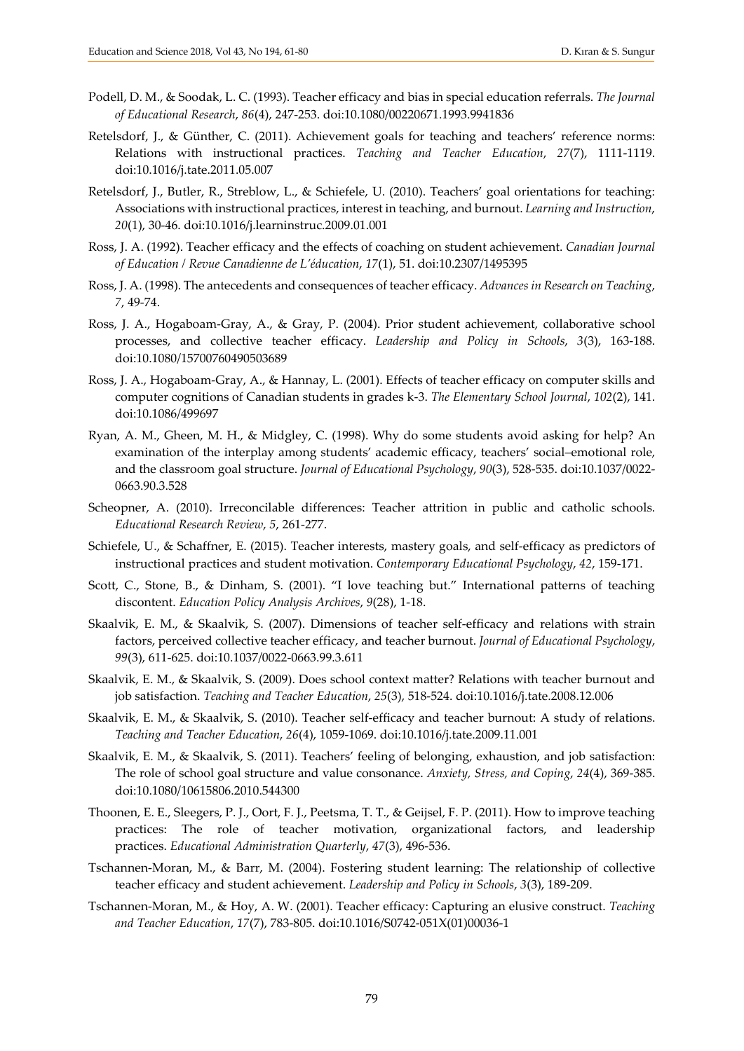Podell, D. M., & Soodak, L. C. (1993). Teacher efficacy and bias in special education referrals. *The Journal of Educational Research*, *86*(4), 247-253. doi:10.1080/00220671.1993.9941836

Retelsdorf, J., & Günther, C. (2011). Achievement goals for teaching and teachers' reference norms: Relations with instructional practices. *Teaching and Teacher Education*, *27*(7), 1111-1119. doi:10.1016/j.tate.2011.05.007

Retelsdorf, J., Butler, R., Streblow, L., & Schiefele, U. (2010). Teachers' goal orientations for teaching: Associations with instructional practices, interest in teaching, and burnout. *Learning and Instruction*, *20*(1), 30-46. doi:10.1016/j.learninstruc.2009.01.001

Ross, J. A. (1992). Teacher efficacy and the effects of coaching on student achievement. *Canadian Journal of Education / Revue Canadienne de L'éducation*, *17*(1), 51. doi:10.2307/1495395

Ross, J. A. (1998). The antecedents and consequences of teacher efficacy. *Advances in Research on Teaching*, *7*, 49-74.

Ross, J. A., Hogaboam-Gray, A., & Gray, P. (2004). Prior student achievement, collaborative school processes, and collective teacher efficacy. *Leadership and Policy in Schools*, *3*(3), 163-188. doi:10.1080/15700760490503689

Ross, J. A., Hogaboam-Gray, A., & Hannay, L. (2001). Effects of teacher efficacy on computer skills and computer cognitions of Canadian students in grades k-3. *The Elementary School Journal*, *102*(2), 141. doi:10.1086/499697

Ryan, A. M., Gheen, M. H., & Midgley, C. (1998). Why do some students avoid asking for help? An examination of the interplay among students' academic efficacy, teachers' social–emotional role, and the classroom goal structure. *Journal of Educational Psychology*, *90*(3), 528-535. doi:10.1037/0022-0663.90.3.528

Scheopner, A. (2010). Irreconcilable differences: Teacher attrition in public and catholic schools. *Educational Research Review*, *5*, 261-277.

Schiefele, U., & Schaffner, E. (2015). Teacher interests, mastery goals, and self-efficacy as predictors of instructional practices and student motivation. *Contemporary Educational Psychology*, *42*, 159-171.

Scott, C., Stone, B., & Dinham, S. (2001). "I love teaching but." International patterns of teaching discontent. *Education Policy Analysis Archives*, *9*(28), 1-18.

Skaalvik, E. M., & Skaalvik, S. (2007). Dimensions of teacher self-efficacy and relations with strain factors, perceived collective teacher efficacy, and teacher burnout. *Journal of Educational Psychology*, *99*(3), 611-625. doi:10.1037/0022-0663.99.3.611

Skaalvik, E. M., & Skaalvik, S. (2009). Does school context matter? Relations with teacher burnout and job satisfaction. *Teaching and Teacher Education*, *25*(3), 518-524. doi:10.1016/j.tate.2008.12.006

Skaalvik, E. M., & Skaalvik, S. (2010). Teacher self-efficacy and teacher burnout: A study of relations. *Teaching and Teacher Education*, *26*(4), 1059-1069. doi:10.1016/j.tate.2009.11.001

Skaalvik, E. M., & Skaalvik, S. (2011). Teachers' feeling of belonging, exhaustion, and job satisfaction: The role of school goal structure and value consonance. *Anxiety, Stress, and Coping*, *24*(4), 369-385. doi:10.1080/10615806.2010.544300

Thoonen, E. E., Sleegers, P. J., Oort, F. J., Peetsma, T. T., & Geijsel, F. P. (2011). How to improve teaching practices: The role of teacher motivation, organizational factors, and leadership practices. *Educational Administration Quarterly*, *47*(3), 496-536.

Tschannen-Moran, M., & Barr, M. (2004). Fostering student learning: The relationship of collective teacher efficacy and student achievement. *Leadership and Policy in Schools*, *3*(3), 189-209.

Tschannen-Moran, M., & Hoy, A. W. (2001). Teacher efficacy: Capturing an elusive construct. *Teaching and Teacher Education*, *17*(7), 783-805. doi:10.1016/S0742-051X(01)00036-1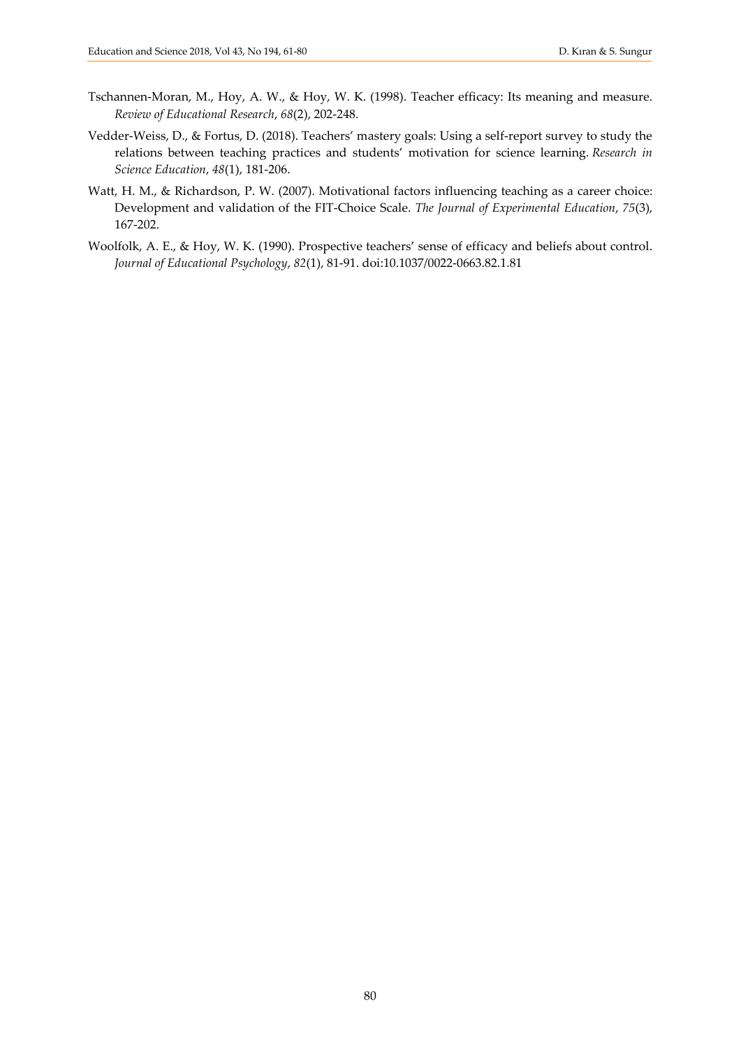Tschannen-Moran, M., Hoy, A. W., & Hoy, W. K. (1998). Teacher efficacy: Its meaning and measure. *Review of Educational Research*, *68*(2), 202-248.

Vedder-Weiss, D., & Fortus, D. (2018). Teachers' mastery goals: Using a self-report survey to study the relations between teaching practices and students' motivation for science learning. *Research in Science Education*, *48*(1), 181-206.

Watt, H. M., & Richardson, P. W. (2007). Motivational factors influencing teaching as a career choice: Development and validation of the FIT-Choice Scale. *The Journal of Experimental Education*, *75*(3), 167-202.

Woolfolk, A. E., & Hoy, W. K. (1990). Prospective teachers' sense of efficacy and beliefs about control. *Journal of Educational Psychology*, *82*(1), 81-91. doi:10.1037/0022-0663.82.1.81